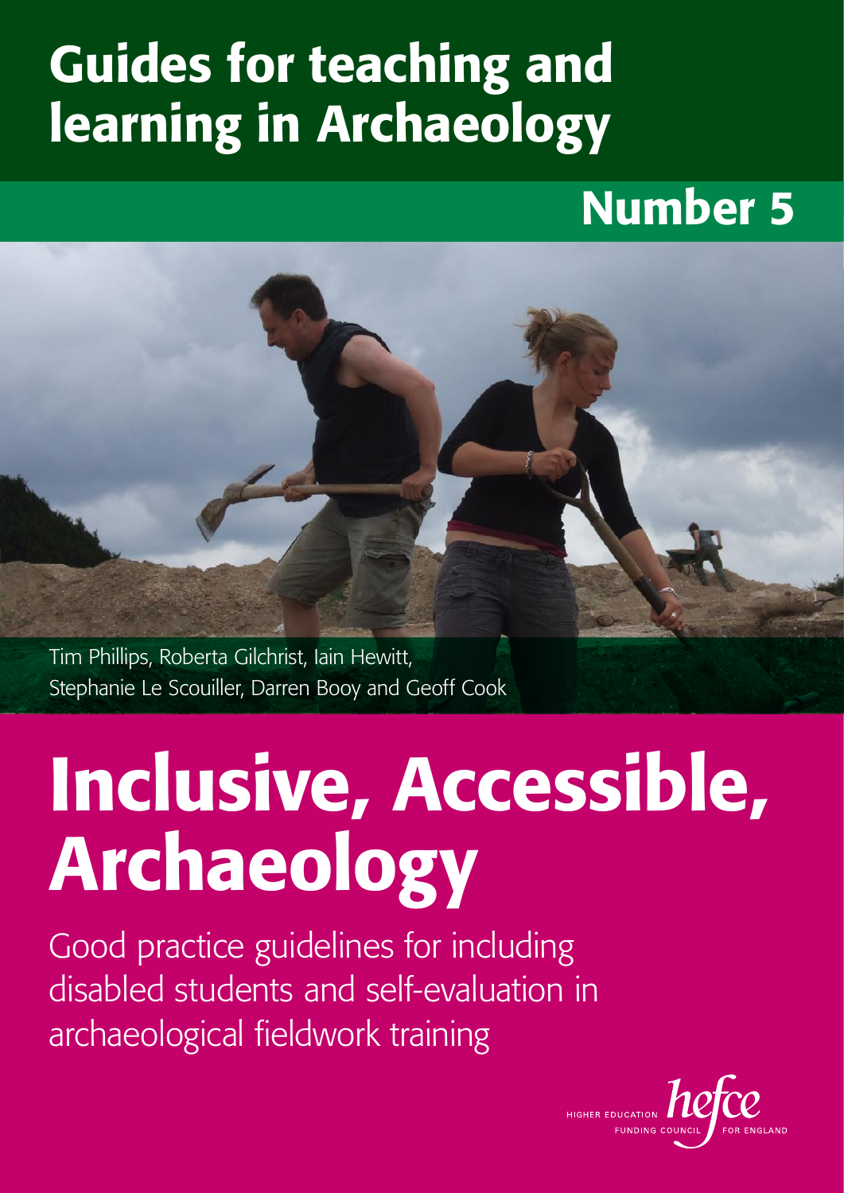# Guides for teaching and learning in Archaeology

## Number 5

Tim Phillips, Roberta Gilchrist, Iain Hewitt, Stephanie Le Scouiller, Darren Booy and Geoff Cook

# Inclusive, Accessible, Archaeology

Good practice guidelines for including disabled students and self-evaluation in archaeological fieldwork training

HIGHER EDUCATION FUNDING COUNCIL FOR ENGLAND hefce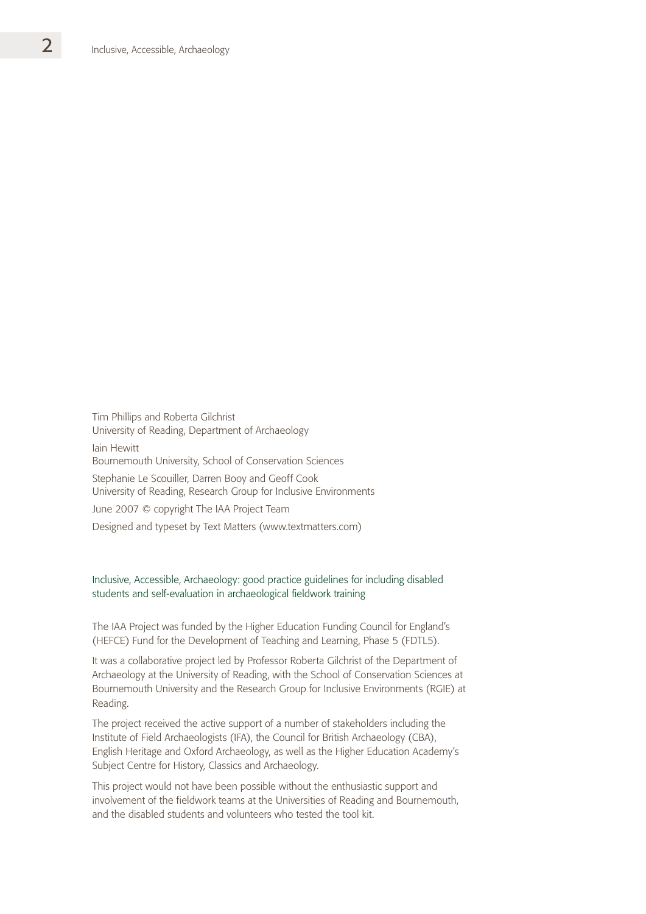Tim Phillips and Roberta Gilchrist
University of Reading, Department of Archaeology

Iain Hewitt
Bournemouth University, School of Conservation Sciences

Stephanie Le Scouiller, Darren Booy and Geoff Cook
University of Reading, Research Group for Inclusive Environments

June 2007 © copyright The IAA Project Team

Designed and typeset by Text Matters (www.textmatters.com)

Inclusive, Accessible, Archaeology: good practice guidelines for including disabled students and self-evaluation in archaeological fieldwork training

The IAA Project was funded by the Higher Education Funding Council for England's (HEFCE) Fund for the Development of Teaching and Learning, Phase 5 (FDTL5).

It was a collaborative project led by Professor Roberta Gilchrist of the Department of Archaeology at the University of Reading, with the School of Conservation Sciences at Bournemouth University and the Research Group for Inclusive Environments (RGIE) at Reading.

The project received the active support of a number of stakeholders including the Institute of Field Archaeologists (IFA), the Council for British Archaeology (CBA), English Heritage and Oxford Archaeology, as well as the Higher Education Academy's Subject Centre for History, Classics and Archaeology.

This project would not have been possible without the enthusiastic support and involvement of the fieldwork teams at the Universities of Reading and Bournemouth, and the disabled students and volunteers who tested the tool kit.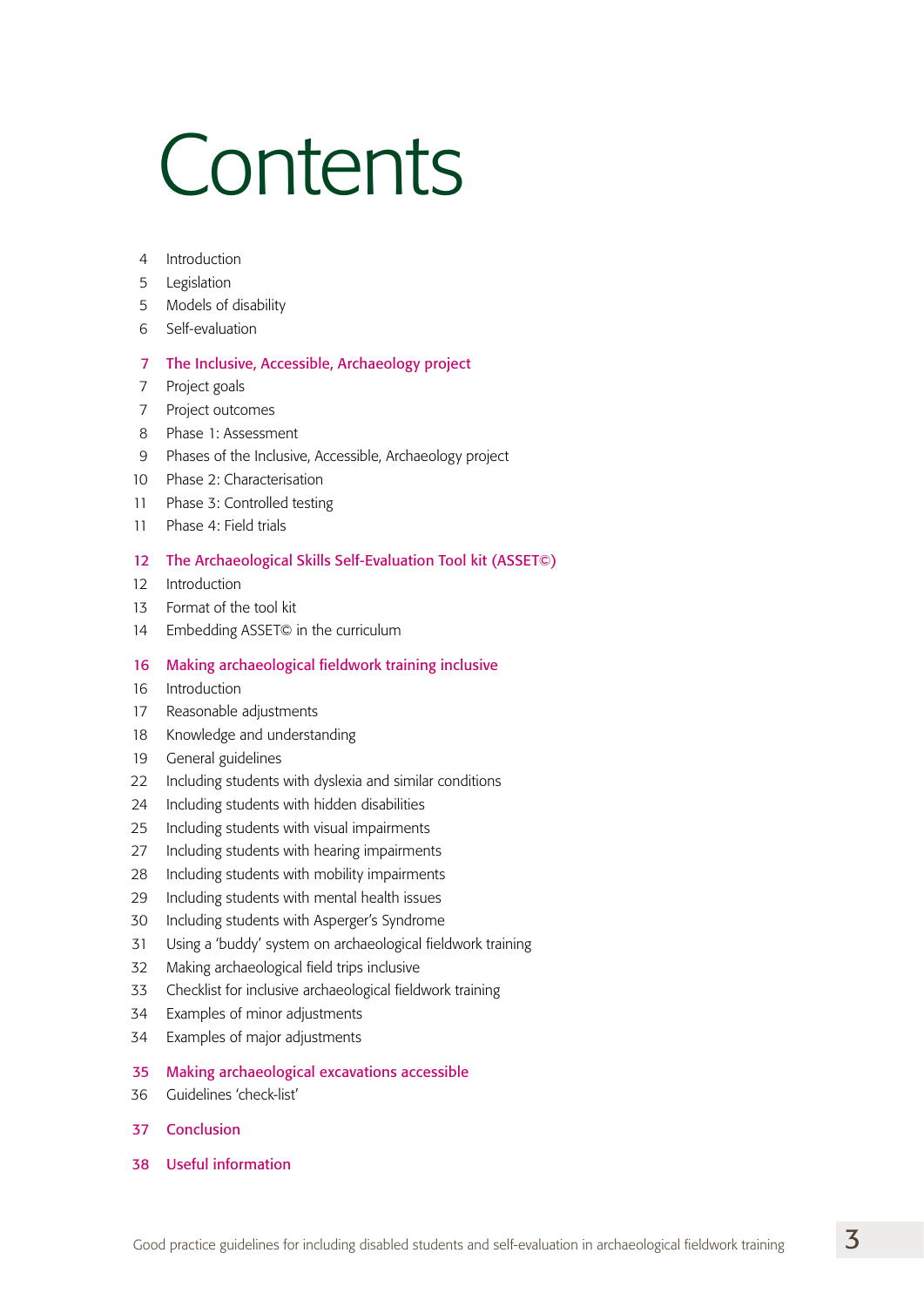# Contents

4 Introduction
5 Legislation
5 Models of disability
6 Self-evaluation

**7 The Inclusive, Accessible, Archaeology project**
7 Project goals
7 Project outcomes
8 Phase 1: Assessment
9 Phases of the Inclusive, Accessible, Archaeology project
10 Phase 2: Characterisation
11 Phase 3: Controlled testing
11 Phase 4: Field trials

**12 The Archaeological Skills Self-Evaluation Tool kit (ASSET©)**
12 Introduction
13 Format of the tool kit
14 Embedding ASSET© in the curriculum

**16 Making archaeological fieldwork training inclusive**
16 Introduction
17 Reasonable adjustments
18 Knowledge and understanding
19 General guidelines
22 Including students with dyslexia and similar conditions
24 Including students with hidden disabilities
25 Including students with visual impairments
27 Including students with hearing impairments
28 Including students with mobility impairments
29 Including students with mental health issues
30 Including students with Asperger's Syndrome
31 Using a 'buddy' system on archaeological fieldwork training
32 Making archaeological field trips inclusive
33 Checklist for inclusive archaeological fieldwork training
34 Examples of minor adjustments
34 Examples of major adjustments

**35 Making archaeological excavations accessible**
36 Guidelines 'check-list'

**37 Conclusion**

**38 Useful information**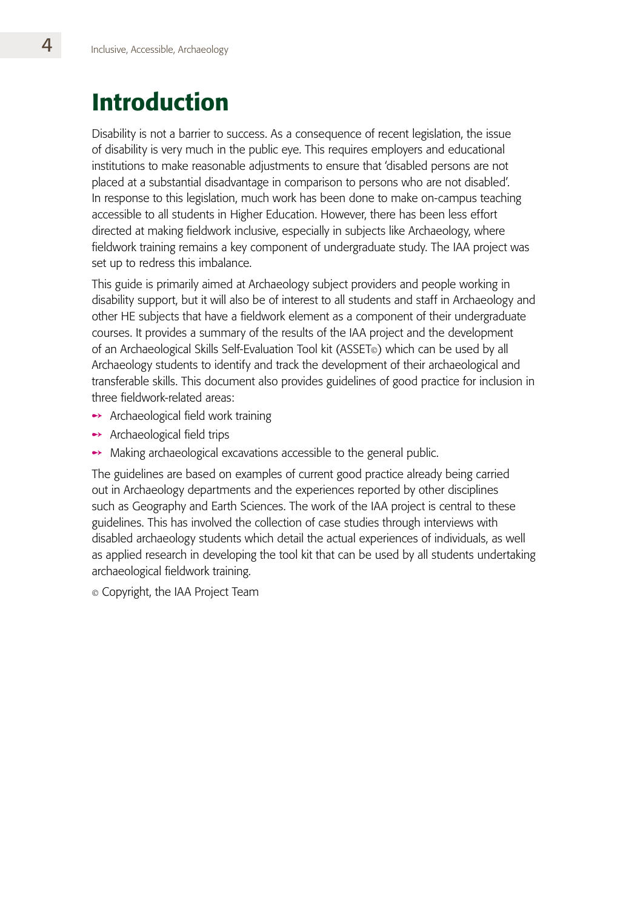# Introduction

Disability is not a barrier to success. As a consequence of recent legislation, the issue of disability is very much in the public eye. This requires employers and educational institutions to make reasonable adjustments to ensure that 'disabled persons are not placed at a substantial disadvantage in comparison to persons who are not disabled'. In response to this legislation, much work has been done to make on-campus teaching accessible to all students in Higher Education. However, there has been less effort directed at making fieldwork inclusive, especially in subjects like Archaeology, where fieldwork training remains a key component of undergraduate study. The IAA project was set up to redress this imbalance.

This guide is primarily aimed at Archaeology subject providers and people working in disability support, but it will also be of interest to all students and staff in Archaeology and other HE subjects that have a fieldwork element as a component of their undergraduate courses. It provides a summary of the results of the IAA project and the development of an Archaeological Skills Self-Evaluation Tool kit (ASSET©) which can be used by all Archaeology students to identify and track the development of their archaeological and transferable skills. This document also provides guidelines of good practice for inclusion in three fieldwork-related areas:

- Archaeological field work training
- Archaeological field trips
- Making archaeological excavations accessible to the general public.

The guidelines are based on examples of current good practice already being carried out in Archaeology departments and the experiences reported by other disciplines such as Geography and Earth Sciences. The work of the IAA project is central to these guidelines. This has involved the collection of case studies through interviews with disabled archaeology students which detail the actual experiences of individuals, as well as applied research in developing the tool kit that can be used by all students undertaking archaeological fieldwork training.

© Copyright, the IAA Project Team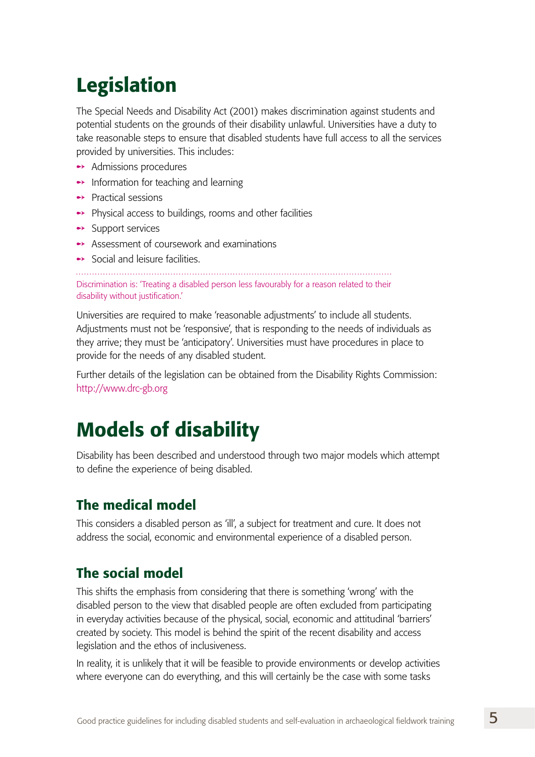# Legislation

The Special Needs and Disability Act (2001) makes discrimination against students and potential students on the grounds of their disability unlawful. Universities have a duty to take reasonable steps to ensure that disabled students have full access to all the services provided by universities. This includes:

- Admissions procedures
- Information for teaching and learning
- Practical sessions
- Physical access to buildings, rooms and other facilities
- Support services
- Assessment of coursework and examinations
- Social and leisure facilities.

Discrimination is: 'Treating a disabled person less favourably for a reason related to their disability without justification.'

Universities are required to make 'reasonable adjustments' to include all students. Adjustments must not be 'responsive', that is responding to the needs of individuals as they arrive; they must be 'anticipatory'. Universities must have procedures in place to provide for the needs of any disabled student.

Further details of the legislation can be obtained from the Disability Rights Commission: http://www.drc-gb.org

# Models of disability

Disability has been described and understood through two major models which attempt to define the experience of being disabled.

## The medical model

This considers a disabled person as 'ill', a subject for treatment and cure. It does not address the social, economic and environmental experience of a disabled person.

## The social model

This shifts the emphasis from considering that there is something 'wrong' with the disabled person to the view that disabled people are often excluded from participating in everyday activities because of the physical, social, economic and attitudinal 'barriers' created by society. This model is behind the spirit of the recent disability and access legislation and the ethos of inclusiveness.

In reality, it is unlikely that it will be feasible to provide environments or develop activities where everyone can do everything, and this will certainly be the case with some tasks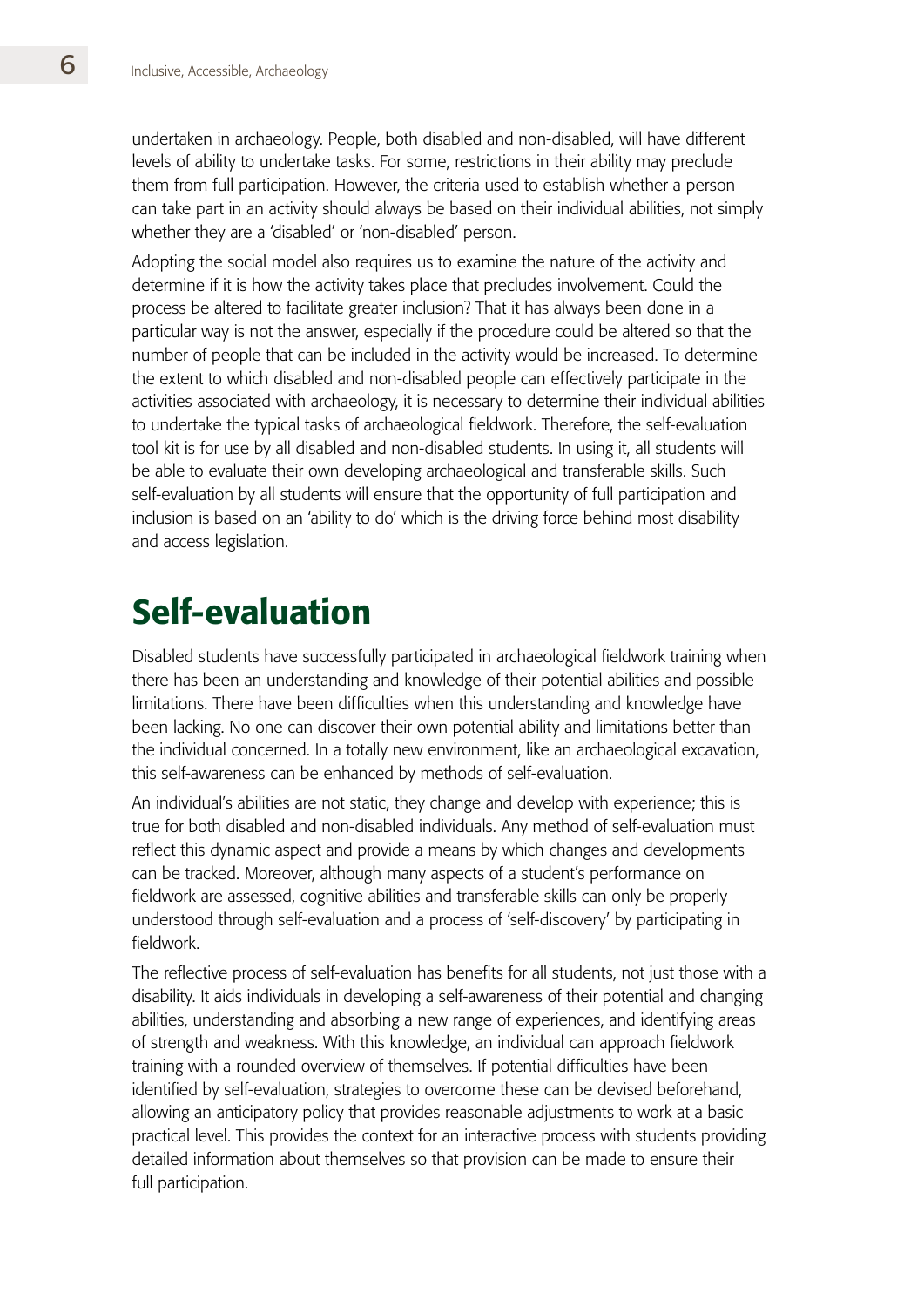undertaken in archaeology. People, both disabled and non-disabled, will have different levels of ability to undertake tasks. For some, restrictions in their ability may preclude them from full participation. However, the criteria used to establish whether a person can take part in an activity should always be based on their individual abilities, not simply whether they are a 'disabled' or 'non-disabled' person.

Adopting the social model also requires us to examine the nature of the activity and determine if it is how the activity takes place that precludes involvement. Could the process be altered to facilitate greater inclusion? That it has always been done in a particular way is not the answer, especially if the procedure could be altered so that the number of people that can be included in the activity would be increased. To determine the extent to which disabled and non-disabled people can effectively participate in the activities associated with archaeology, it is necessary to determine their individual abilities to undertake the typical tasks of archaeological fieldwork. Therefore, the self-evaluation tool kit is for use by all disabled and non-disabled students. In using it, all students will be able to evaluate their own developing archaeological and transferable skills. Such self-evaluation by all students will ensure that the opportunity of full participation and inclusion is based on an 'ability to do' which is the driving force behind most disability and access legislation.

# Self-evaluation

Disabled students have successfully participated in archaeological fieldwork training when there has been an understanding and knowledge of their potential abilities and possible limitations. There have been difficulties when this understanding and knowledge have been lacking. No one can discover their own potential ability and limitations better than the individual concerned. In a totally new environment, like an archaeological excavation, this self-awareness can be enhanced by methods of self-evaluation.

An individual's abilities are not static, they change and develop with experience; this is true for both disabled and non-disabled individuals. Any method of self-evaluation must reflect this dynamic aspect and provide a means by which changes and developments can be tracked. Moreover, although many aspects of a student's performance on fieldwork are assessed, cognitive abilities and transferable skills can only be properly understood through self-evaluation and a process of 'self-discovery' by participating in fieldwork.

The reflective process of self-evaluation has benefits for all students, not just those with a disability. It aids individuals in developing a self-awareness of their potential and changing abilities, understanding and absorbing a new range of experiences, and identifying areas of strength and weakness. With this knowledge, an individual can approach fieldwork training with a rounded overview of themselves. If potential difficulties have been identified by self-evaluation, strategies to overcome these can be devised beforehand, allowing an anticipatory policy that provides reasonable adjustments to work at a basic practical level. This provides the context for an interactive process with students providing detailed information about themselves so that provision can be made to ensure their full participation.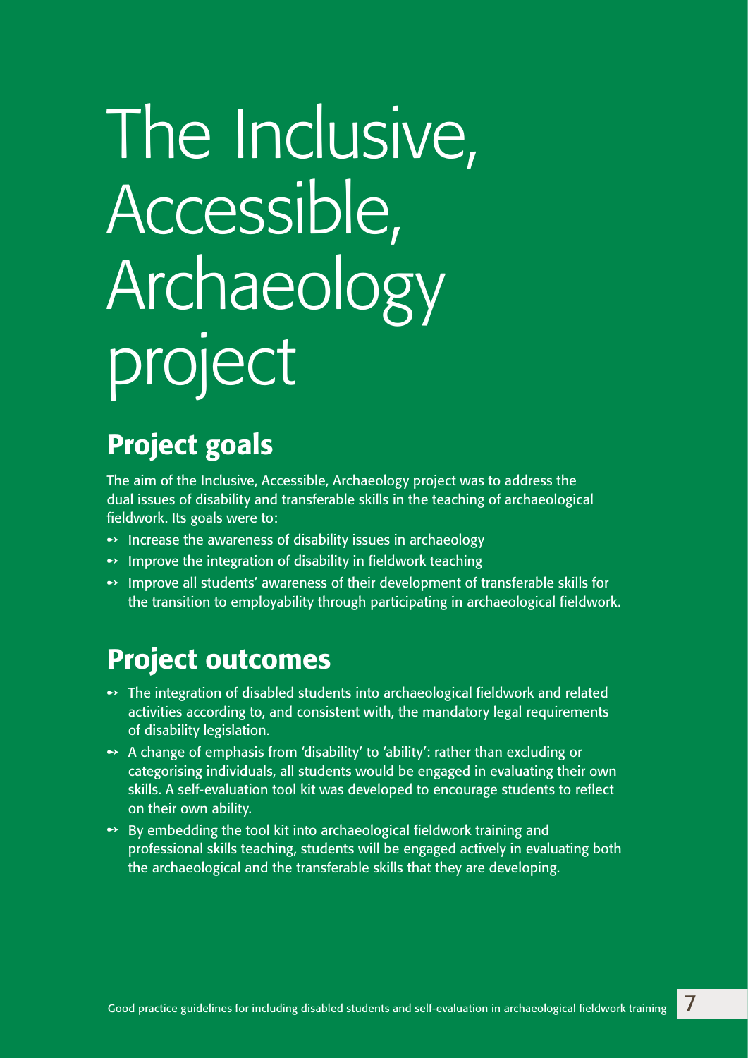# The Inclusive, Accessible, Archaeology project

## Project goals

The aim of the Inclusive, Accessible, Archaeology project was to address the dual issues of disability and transferable skills in the teaching of archaeological fieldwork. Its goals were to:

- Increase the awareness of disability issues in archaeology
- Improve the integration of disability in fieldwork teaching
- Improve all students' awareness of their development of transferable skills for the transition to employability through participating in archaeological fieldwork.

## Project outcomes

- The integration of disabled students into archaeological fieldwork and related activities according to, and consistent with, the mandatory legal requirements of disability legislation.
- A change of emphasis from 'disability' to 'ability': rather than excluding or categorising individuals, all students would be engaged in evaluating their own skills. A self-evaluation tool kit was developed to encourage students to reflect on their own ability.
- By embedding the tool kit into archaeological fieldwork training and professional skills teaching, students will be engaged actively in evaluating both the archaeological and the transferable skills that they are developing.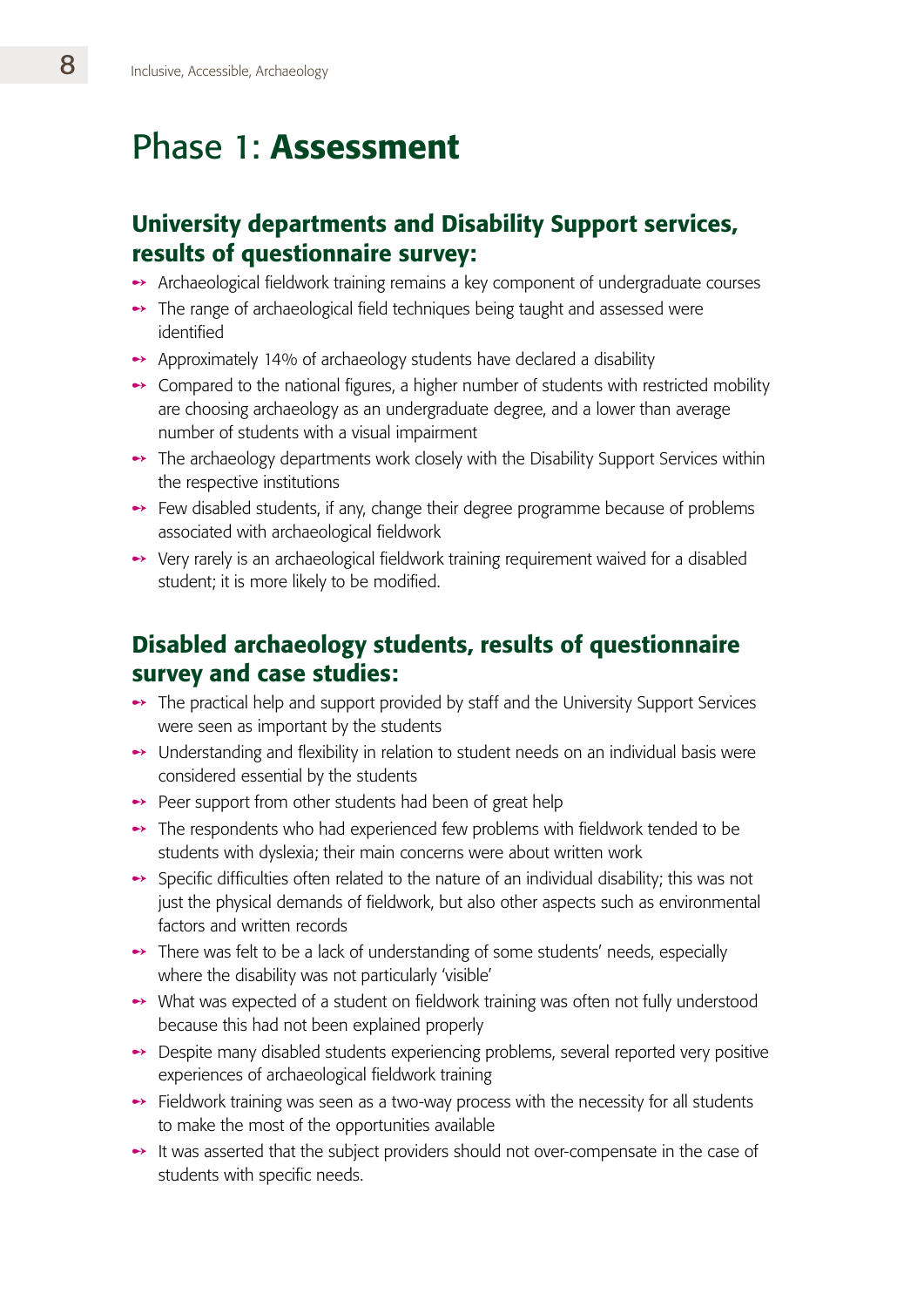# Phase 1: **Assessment**

## University departments and Disability Support services, results of questionnaire survey:

- Archaeological fieldwork training remains a key component of undergraduate courses
- The range of archaeological field techniques being taught and assessed were identified
- Approximately 14% of archaeology students have declared a disability
- Compared to the national figures, a higher number of students with restricted mobility are choosing archaeology as an undergraduate degree, and a lower than average number of students with a visual impairment
- The archaeology departments work closely with the Disability Support Services within the respective institutions
- Few disabled students, if any, change their degree programme because of problems associated with archaeological fieldwork
- Very rarely is an archaeological fieldwork training requirement waived for a disabled student; it is more likely to be modified.

## Disabled archaeology students, results of questionnaire survey and case studies:

- The practical help and support provided by staff and the University Support Services were seen as important by the students
- Understanding and flexibility in relation to student needs on an individual basis were considered essential by the students
- Peer support from other students had been of great help
- The respondents who had experienced few problems with fieldwork tended to be students with dyslexia; their main concerns were about written work
- Specific difficulties often related to the nature of an individual disability; this was not just the physical demands of fieldwork, but also other aspects such as environmental factors and written records
- There was felt to be a lack of understanding of some students' needs, especially where the disability was not particularly 'visible'
- What was expected of a student on fieldwork training was often not fully understood because this had not been explained properly
- Despite many disabled students experiencing problems, several reported very positive experiences of archaeological fieldwork training
- Fieldwork training was seen as a two-way process with the necessity for all students to make the most of the opportunities available
- It was asserted that the subject providers should not over-compensate in the case of students with specific needs.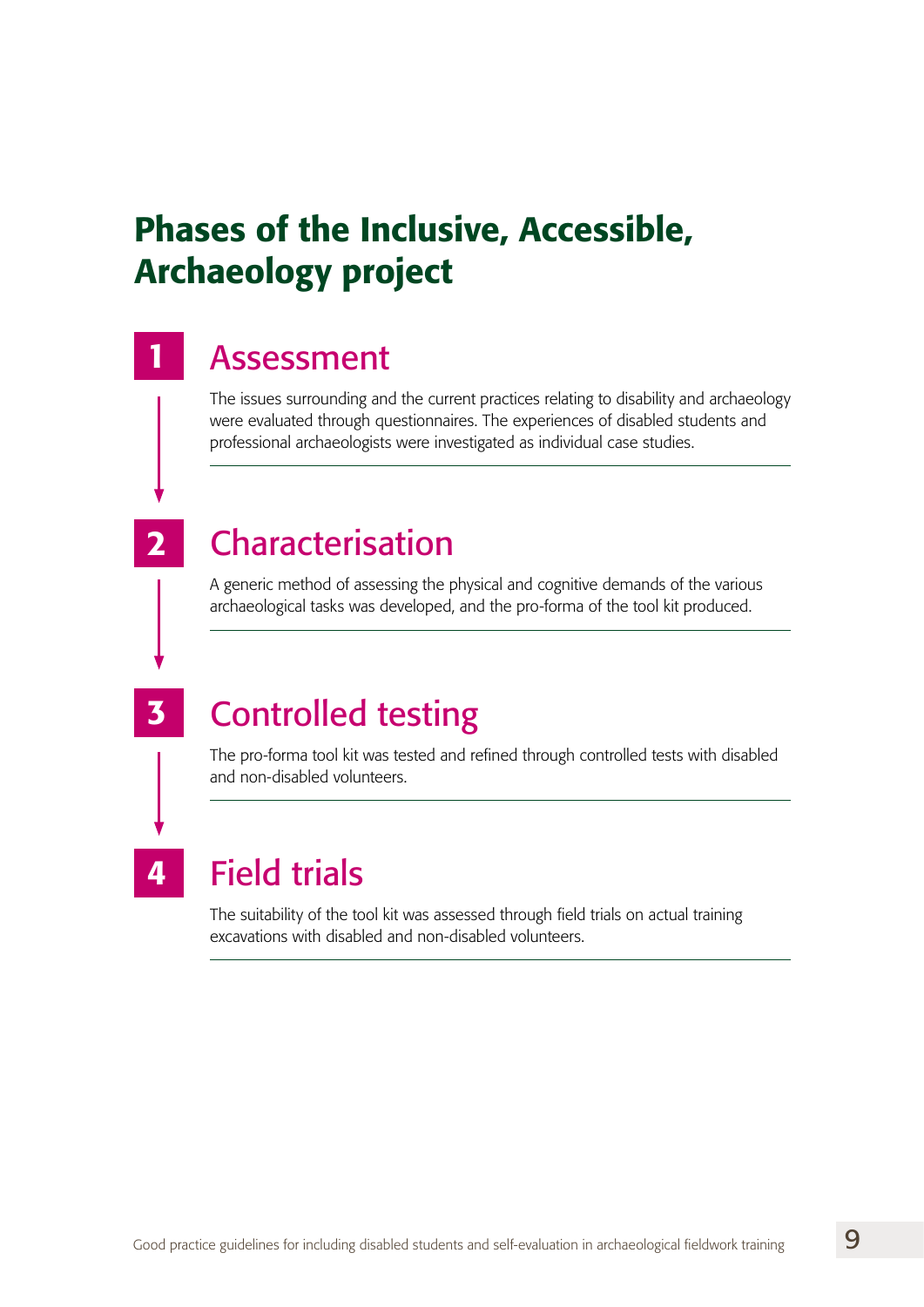# Phases of the Inclusive, Accessible, Archaeology project

## 1 Assessment

The issues surrounding and the current practices relating to disability and archaeology were evaluated through questionnaires. The experiences of disabled students and professional archaeologists were investigated as individual case studies.

## 2 Characterisation

A generic method of assessing the physical and cognitive demands of the various archaeological tasks was developed, and the pro-forma of the tool kit produced.

## 3 Controlled testing

The pro-forma tool kit was tested and refined through controlled tests with disabled and non-disabled volunteers.

## 4 Field trials

The suitability of the tool kit was assessed through field trials on actual training excavations with disabled and non-disabled volunteers.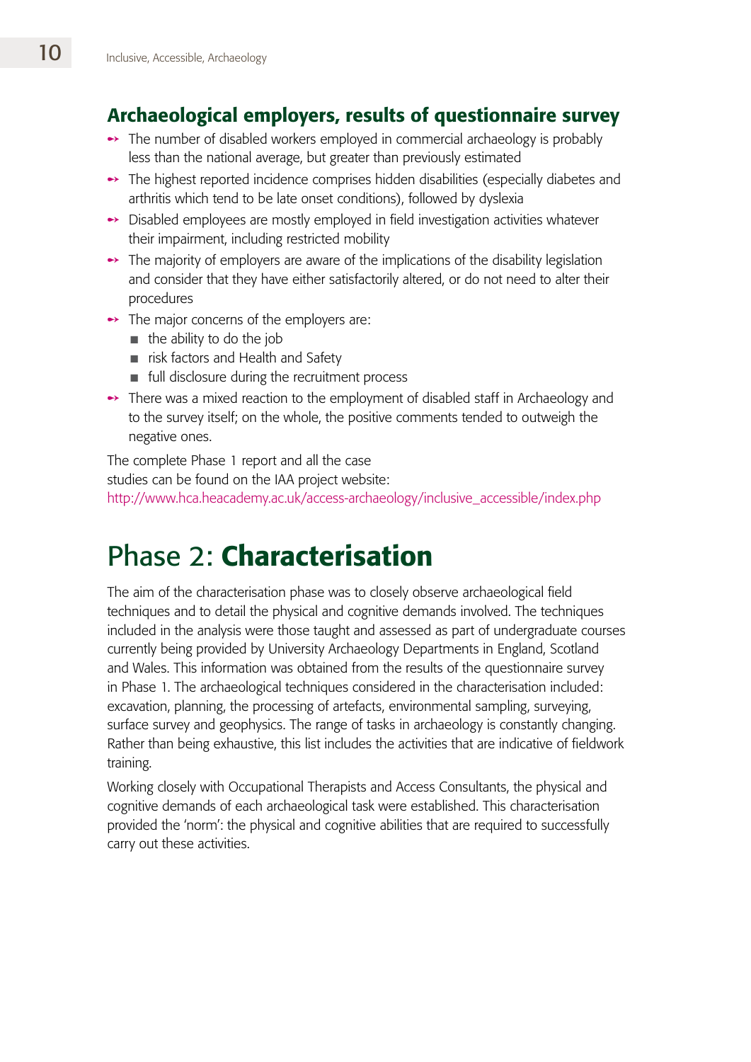## Archaeological employers, results of questionnaire survey

- The number of disabled workers employed in commercial archaeology is probably less than the national average, but greater than previously estimated
- The highest reported incidence comprises hidden disabilities (especially diabetes and arthritis which tend to be late onset conditions), followed by dyslexia
- Disabled employees are mostly employed in field investigation activities whatever their impairment, including restricted mobility
- The majority of employers are aware of the implications of the disability legislation and consider that they have either satisfactorily altered, or do not need to alter their procedures
- The major concerns of the employers are:
  - the ability to do the job
  - risk factors and Health and Safety
  - full disclosure during the recruitment process
- There was a mixed reaction to the employment of disabled staff in Archaeology and to the survey itself; on the whole, the positive comments tended to outweigh the negative ones.

The complete Phase 1 report and all the case studies can be found on the IAA project website: http://www.hca.heacademy.ac.uk/access-archaeology/inclusive_accessible/index.php

# Phase 2: **Characterisation**

The aim of the characterisation phase was to closely observe archaeological field techniques and to detail the physical and cognitive demands involved. The techniques included in the analysis were those taught and assessed as part of undergraduate courses currently being provided by University Archaeology Departments in England, Scotland and Wales. This information was obtained from the results of the questionnaire survey in Phase 1. The archaeological techniques considered in the characterisation included: excavation, planning, the processing of artefacts, environmental sampling, surveying, surface survey and geophysics. The range of tasks in archaeology is constantly changing. Rather than being exhaustive, this list includes the activities that are indicative of fieldwork training.

Working closely with Occupational Therapists and Access Consultants, the physical and cognitive demands of each archaeological task were established. This characterisation provided the 'norm': the physical and cognitive abilities that are required to successfully carry out these activities.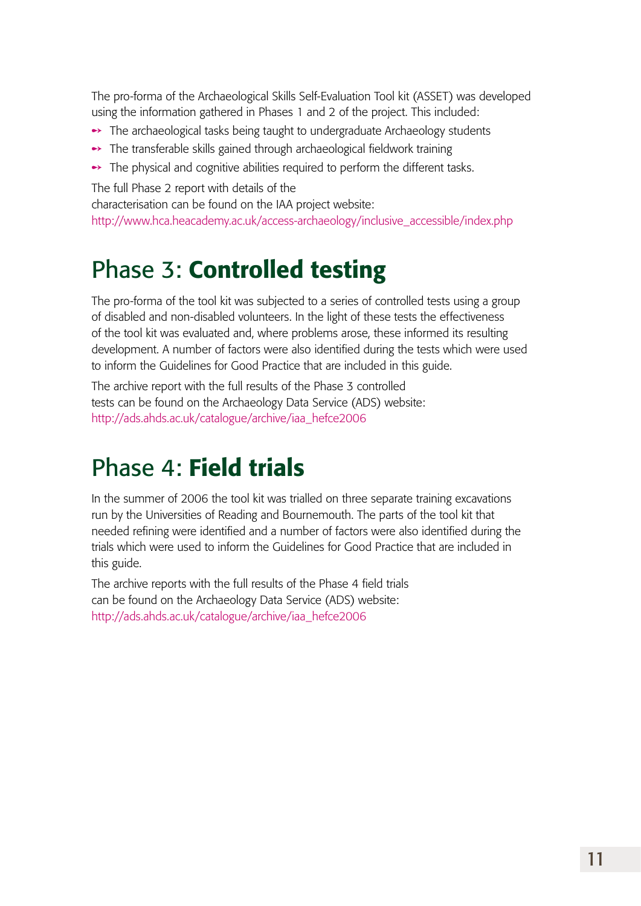The pro-forma of the Archaeological Skills Self-Evaluation Tool kit (ASSET) was developed using the information gathered in Phases 1 and 2 of the project. This included:

- The archaeological tasks being taught to undergraduate Archaeology students
- The transferable skills gained through archaeological fieldwork training
- The physical and cognitive abilities required to perform the different tasks.

The full Phase 2 report with details of the characterisation can be found on the IAA project website: http://www.hca.heacademy.ac.uk/access-archaeology/inclusive_accessible/index.php

## Phase 3: **Controlled testing**

The pro-forma of the tool kit was subjected to a series of controlled tests using a group of disabled and non-disabled volunteers. In the light of these tests the effectiveness of the tool kit was evaluated and, where problems arose, these informed its resulting development. A number of factors were also identified during the tests which were used to inform the Guidelines for Good Practice that are included in this guide.

The archive report with the full results of the Phase 3 controlled tests can be found on the Archaeology Data Service (ADS) website: http://ads.ahds.ac.uk/catalogue/archive/iaa_hefce2006

## Phase 4: **Field trials**

In the summer of 2006 the tool kit was trialled on three separate training excavations run by the Universities of Reading and Bournemouth. The parts of the tool kit that needed refining were identified and a number of factors were also identified during the trials which were used to inform the Guidelines for Good Practice that are included in this guide.

The archive reports with the full results of the Phase 4 field trials can be found on the Archaeology Data Service (ADS) website: http://ads.ahds.ac.uk/catalogue/archive/iaa_hefce2006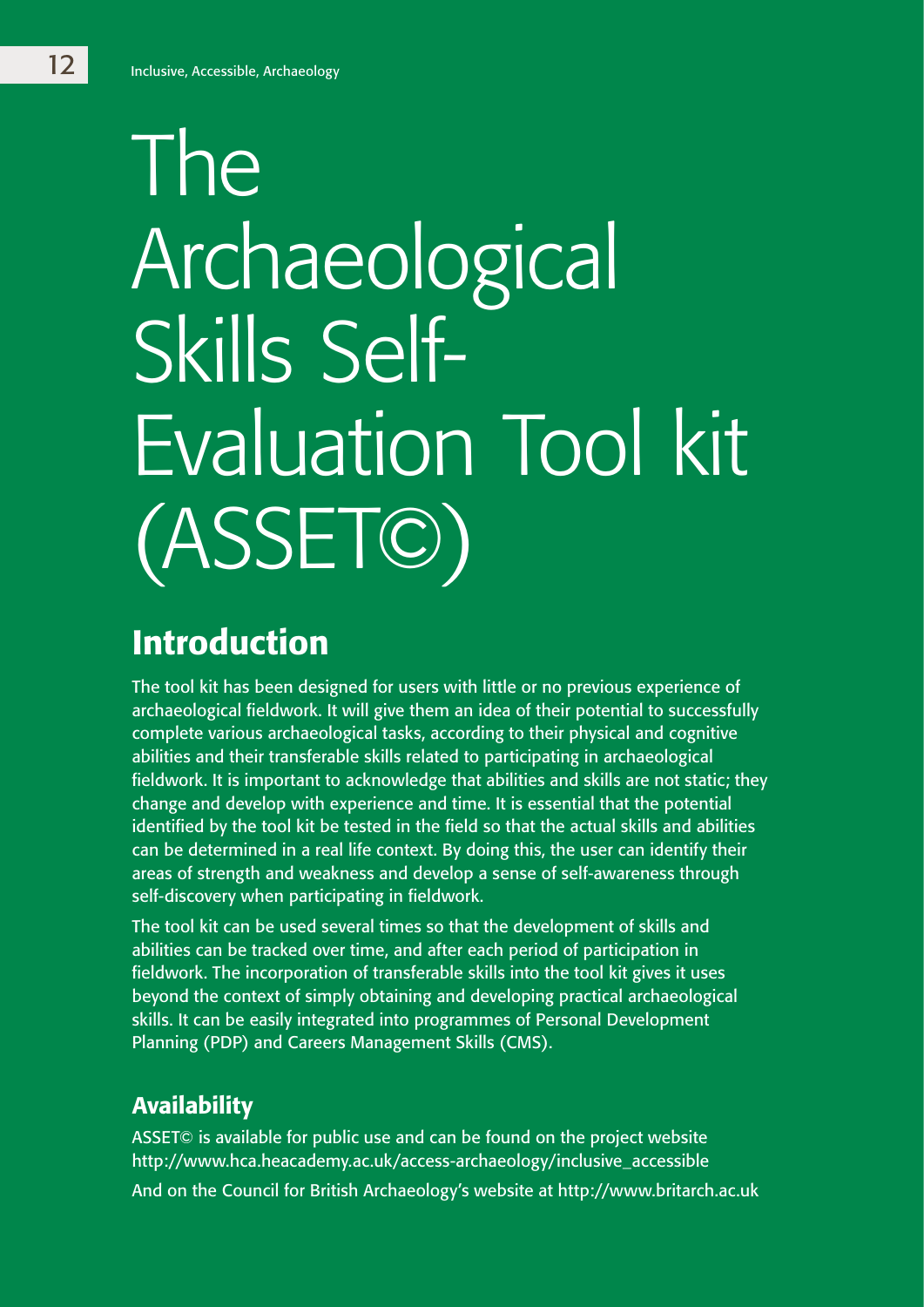# The Archaeological Skills Self-Evaluation Tool kit (ASSET©)

## Introduction

The tool kit has been designed for users with little or no previous experience of archaeological fieldwork. It will give them an idea of their potential to successfully complete various archaeological tasks, according to their physical and cognitive abilities and their transferable skills related to participating in archaeological fieldwork. It is important to acknowledge that abilities and skills are not static; they change and develop with experience and time. It is essential that the potential identified by the tool kit be tested in the field so that the actual skills and abilities can be determined in a real life context. By doing this, the user can identify their areas of strength and weakness and develop a sense of self-awareness through self-discovery when participating in fieldwork.

The tool kit can be used several times so that the development of skills and abilities can be tracked over time, and after each period of participation in fieldwork. The incorporation of transferable skills into the tool kit gives it uses beyond the context of simply obtaining and developing practical archaeological skills. It can be easily integrated into programmes of Personal Development Planning (PDP) and Careers Management Skills (CMS).

### Availability

ASSET© is available for public use and can be found on the project website http://www.hca.heacademy.ac.uk/access-archaeology/inclusive_accessible

And on the Council for British Archaeology's website at http://www.britarch.ac.uk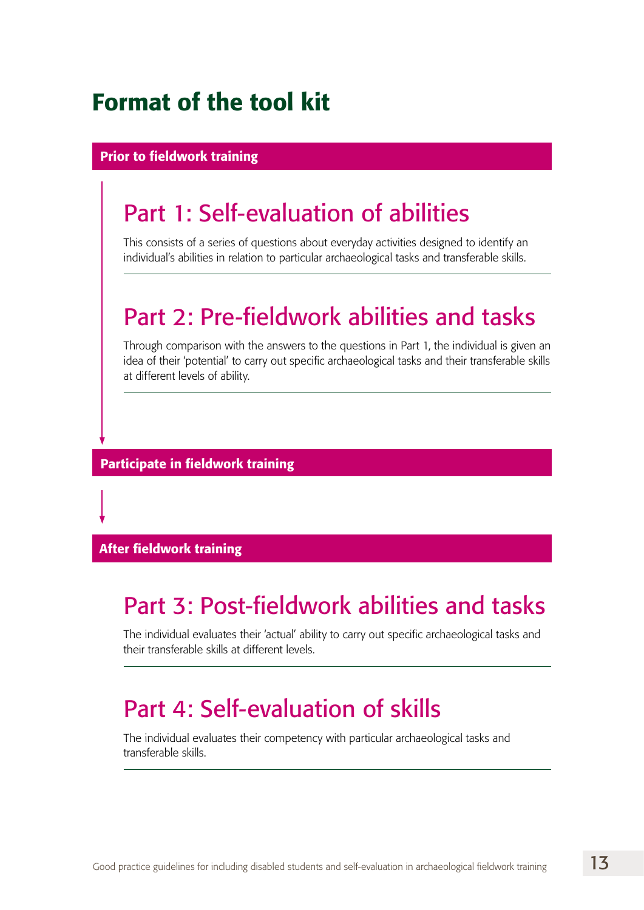# Format of the tool kit

**Prior to fieldwork training**

## Part 1: Self-evaluation of abilities

This consists of a series of questions about everyday activities designed to identify an individual's abilities in relation to particular archaeological tasks and transferable skills.

## Part 2: Pre-fieldwork abilities and tasks

Through comparison with the answers to the questions in Part 1, the individual is given an idea of their 'potential' to carry out specific archaeological tasks and their transferable skills at different levels of ability.

**Participate in fieldwork training**

**After fieldwork training**

## Part 3: Post-fieldwork abilities and tasks

The individual evaluates their 'actual' ability to carry out specific archaeological tasks and their transferable skills at different levels.

## Part 4: Self-evaluation of skills

The individual evaluates their competency with particular archaeological tasks and transferable skills.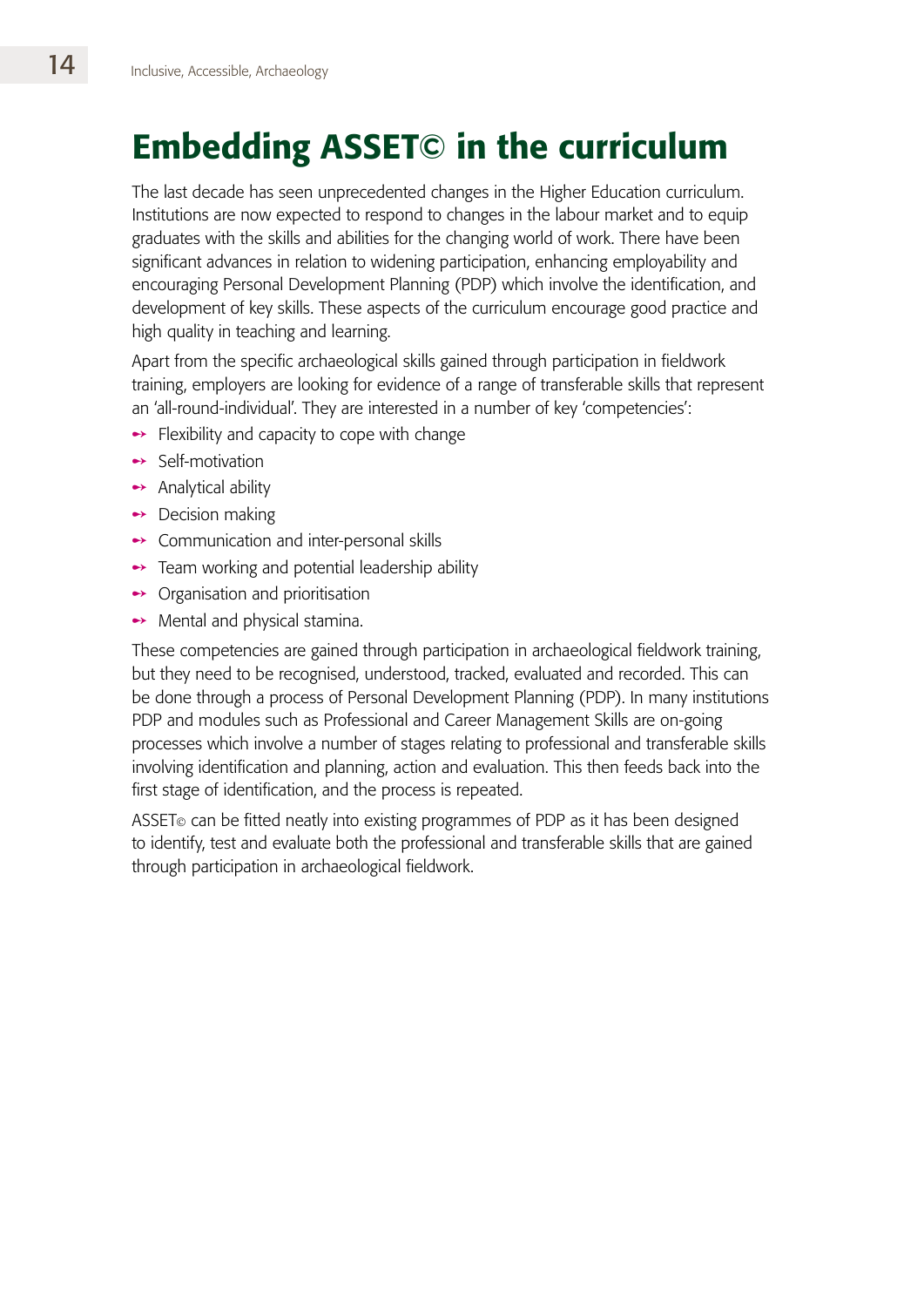# Embedding ASSET© in the curriculum

The last decade has seen unprecedented changes in the Higher Education curriculum. Institutions are now expected to respond to changes in the labour market and to equip graduates with the skills and abilities for the changing world of work. There have been significant advances in relation to widening participation, enhancing employability and encouraging Personal Development Planning (PDP) which involve the identification, and development of key skills. These aspects of the curriculum encourage good practice and high quality in teaching and learning.

Apart from the specific archaeological skills gained through participation in fieldwork training, employers are looking for evidence of a range of transferable skills that represent an 'all-round-individual'. They are interested in a number of key 'competencies':

- Flexibility and capacity to cope with change
- Self-motivation
- Analytical ability
- Decision making
- Communication and inter-personal skills
- Team working and potential leadership ability
- Organisation and prioritisation
- Mental and physical stamina.

These competencies are gained through participation in archaeological fieldwork training, but they need to be recognised, understood, tracked, evaluated and recorded. This can be done through a process of Personal Development Planning (PDP). In many institutions PDP and modules such as Professional and Career Management Skills are on-going processes which involve a number of stages relating to professional and transferable skills involving identification and planning, action and evaluation. This then feeds back into the first stage of identification, and the process is repeated.

ASSET© can be fitted neatly into existing programmes of PDP as it has been designed to identify, test and evaluate both the professional and transferable skills that are gained through participation in archaeological fieldwork.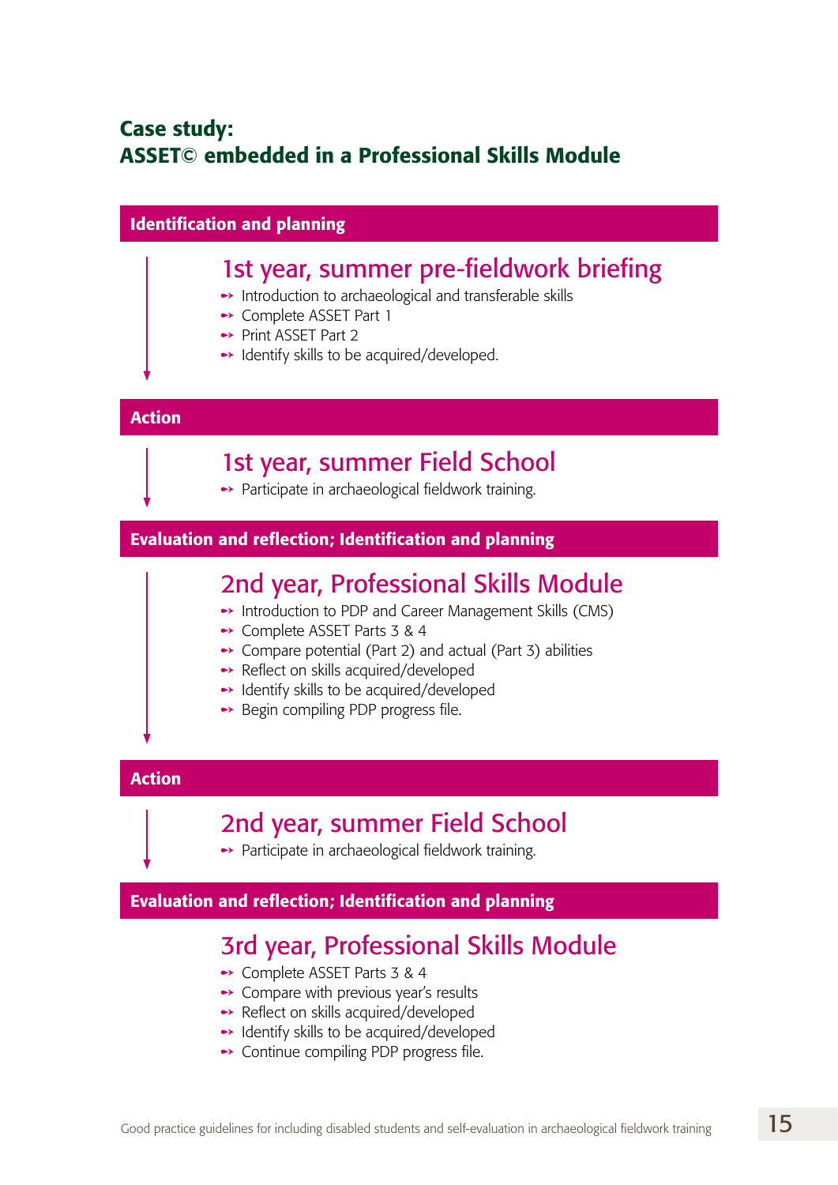## Case study:
## ASSET© embedded in a Professional Skills Module

**Identification and planning**

### 1st year, summer pre-fieldwork briefing

- Introduction to archaeological and transferable skills
- Complete ASSET Part 1
- Print ASSET Part 2
- Identify skills to be acquired/developed.

**Action**

### 1st year, summer Field School

- Participate in archaeological fieldwork training.

**Evaluation and reflection; Identification and planning**

### 2nd year, Professional Skills Module

- Introduction to PDP and Career Management Skills (CMS)
- Complete ASSET Parts 3 & 4
- Compare potential (Part 2) and actual (Part 3) abilities
- Reflect on skills acquired/developed
- Identify skills to be acquired/developed
- Begin compiling PDP progress file.

**Action**

### 2nd year, summer Field School

- Participate in archaeological fieldwork training.

**Evaluation and reflection; Identification and planning**

### 3rd year, Professional Skills Module

- Complete ASSET Parts 3 & 4
- Compare with previous year's results
- Reflect on skills acquired/developed
- Identify skills to be acquired/developed
- Continue compiling PDP progress file.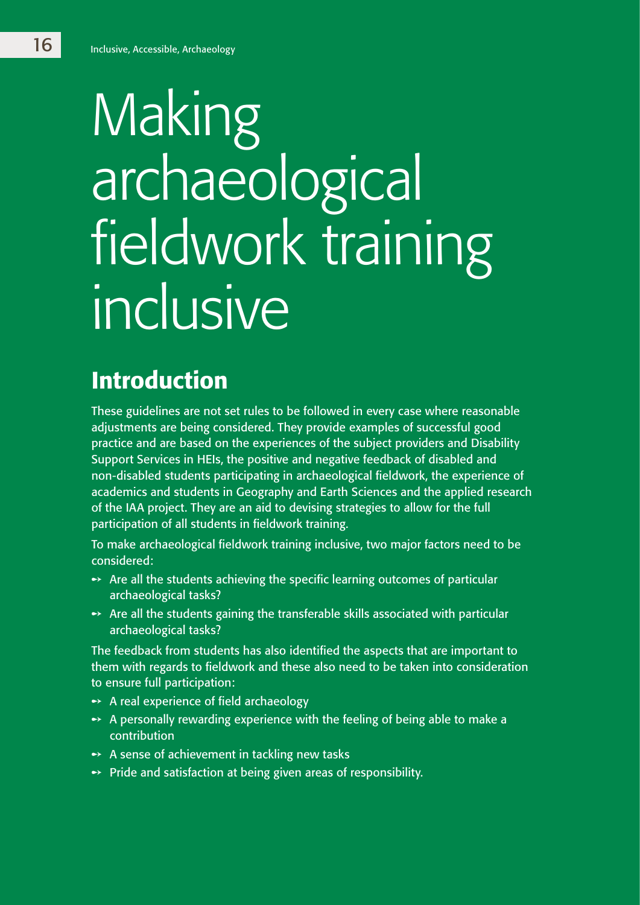# Making archaeological fieldwork training inclusive

## Introduction

These guidelines are not set rules to be followed in every case where reasonable adjustments are being considered. They provide examples of successful good practice and are based on the experiences of the subject providers and Disability Support Services in HEIs, the positive and negative feedback of disabled and non-disabled students participating in archaeological fieldwork, the experience of academics and students in Geography and Earth Sciences and the applied research of the IAA project. They are an aid to devising strategies to allow for the full participation of all students in fieldwork training.

To make archaeological fieldwork training inclusive, two major factors need to be considered:

- Are all the students achieving the specific learning outcomes of particular archaeological tasks?
- Are all the students gaining the transferable skills associated with particular archaeological tasks?

The feedback from students has also identified the aspects that are important to them with regards to fieldwork and these also need to be taken into consideration to ensure full participation:

- A real experience of field archaeology
- A personally rewarding experience with the feeling of being able to make a contribution
- A sense of achievement in tackling new tasks
- Pride and satisfaction at being given areas of responsibility.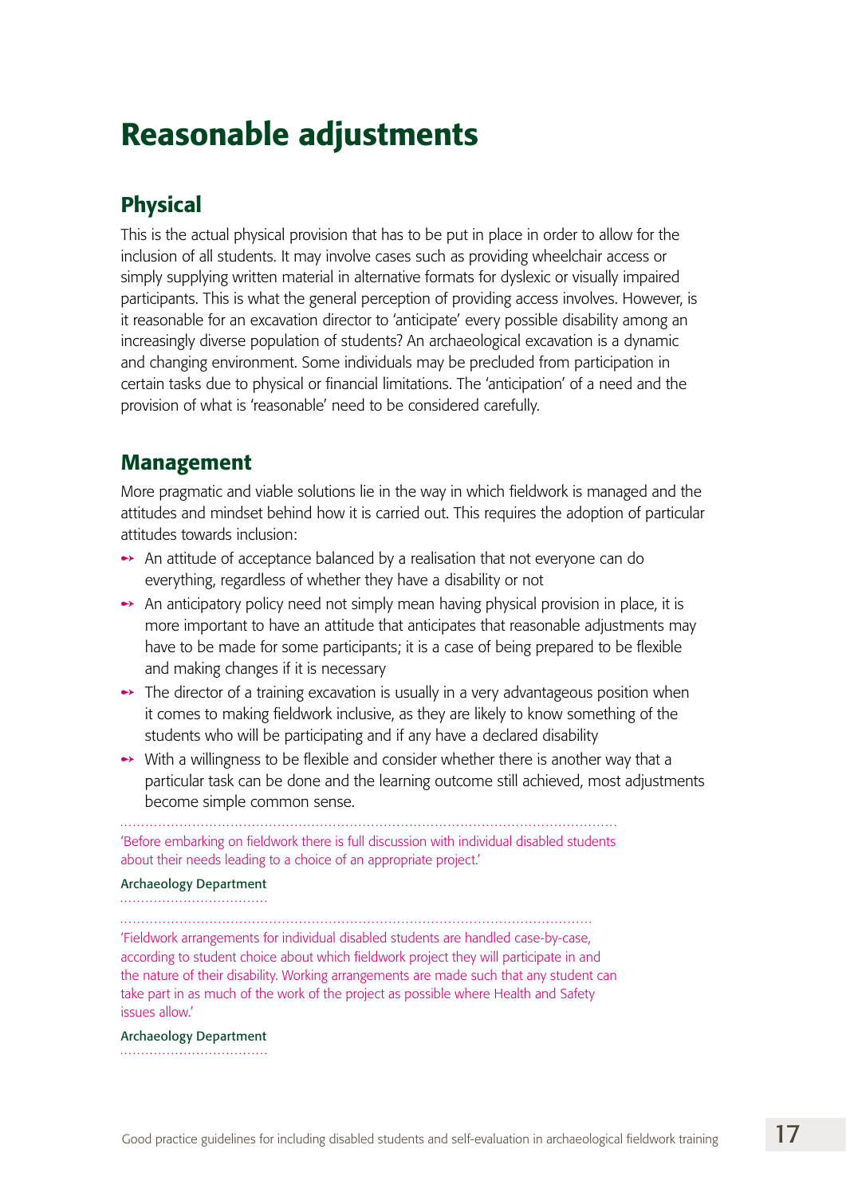# Reasonable adjustments

## Physical

This is the actual physical provision that has to be put in place in order to allow for the inclusion of all students. It may involve cases such as providing wheelchair access or simply supplying written material in alternative formats for dyslexic or visually impaired participants. This is what the general perception of providing access involves. However, is it reasonable for an excavation director to 'anticipate' every possible disability among an increasingly diverse population of students? An archaeological excavation is a dynamic and changing environment. Some individuals may be precluded from participation in certain tasks due to physical or financial limitations. The 'anticipation' of a need and the provision of what is 'reasonable' need to be considered carefully.

## Management

More pragmatic and viable solutions lie in the way in which fieldwork is managed and the attitudes and mindset behind how it is carried out. This requires the adoption of particular attitudes towards inclusion:

- An attitude of acceptance balanced by a realisation that not everyone can do everything, regardless of whether they have a disability or not
- An anticipatory policy need not simply mean having physical provision in place, it is more important to have an attitude that anticipates that reasonable adjustments may have to be made for some participants; it is a case of being prepared to be flexible and making changes if it is necessary
- The director of a training excavation is usually in a very advantageous position when it comes to making fieldwork inclusive, as they are likely to know something of the students who will be participating and if any have a declared disability
- With a willingness to be flexible and consider whether there is another way that a particular task can be done and the learning outcome still achieved, most adjustments become simple common sense.

'Before embarking on fieldwork there is full discussion with individual disabled students about their needs leading to a choice of an appropriate project.'

**Archaeology Department**

'Fieldwork arrangements for individual disabled students are handled case-by-case, according to student choice about which fieldwork project they will participate in and the nature of their disability. Working arrangements are made such that any student can take part in as much of the work of the project as possible where Health and Safety issues allow.'

**Archaeology Department**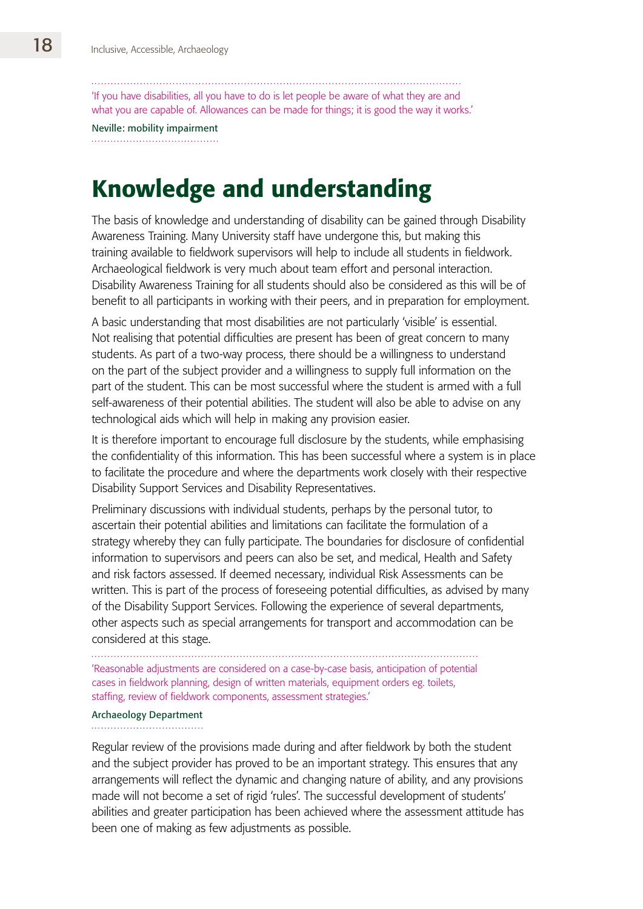'If you have disabilities, all you have to do is let people be aware of what they are and what you are capable of. Allowances can be made for things; it is good the way it works.'

**Neville: mobility impairment**

# Knowledge and understanding

The basis of knowledge and understanding of disability can be gained through Disability Awareness Training. Many University staff have undergone this, but making this training available to fieldwork supervisors will help to include all students in fieldwork. Archaeological fieldwork is very much about team effort and personal interaction. Disability Awareness Training for all students should also be considered as this will be of benefit to all participants in working with their peers, and in preparation for employment.

A basic understanding that most disabilities are not particularly 'visible' is essential. Not realising that potential difficulties are present has been of great concern to many students. As part of a two-way process, there should be a willingness to understand on the part of the subject provider and a willingness to supply full information on the part of the student. This can be most successful where the student is armed with a full self-awareness of their potential abilities. The student will also be able to advise on any technological aids which will help in making any provision easier.

It is therefore important to encourage full disclosure by the students, while emphasising the confidentiality of this information. This has been successful where a system is in place to facilitate the procedure and where the departments work closely with their respective Disability Support Services and Disability Representatives.

Preliminary discussions with individual students, perhaps by the personal tutor, to ascertain their potential abilities and limitations can facilitate the formulation of a strategy whereby they can fully participate. The boundaries for disclosure of confidential information to supervisors and peers can also be set, and medical, Health and Safety and risk factors assessed. If deemed necessary, individual Risk Assessments can be written. This is part of the process of foreseeing potential difficulties, as advised by many of the Disability Support Services. Following the experience of several departments, other aspects such as special arrangements for transport and accommodation can be considered at this stage.

'Reasonable adjustments are considered on a case-by-case basis, anticipation of potential cases in fieldwork planning, design of written materials, equipment orders eg. toilets, staffing, review of fieldwork components, assessment strategies.'

**Archaeology Department**

Regular review of the provisions made during and after fieldwork by both the student and the subject provider has proved to be an important strategy. This ensures that any arrangements will reflect the dynamic and changing nature of ability, and any provisions made will not become a set of rigid 'rules'. The successful development of students' abilities and greater participation has been achieved where the assessment attitude has been one of making as few adjustments as possible.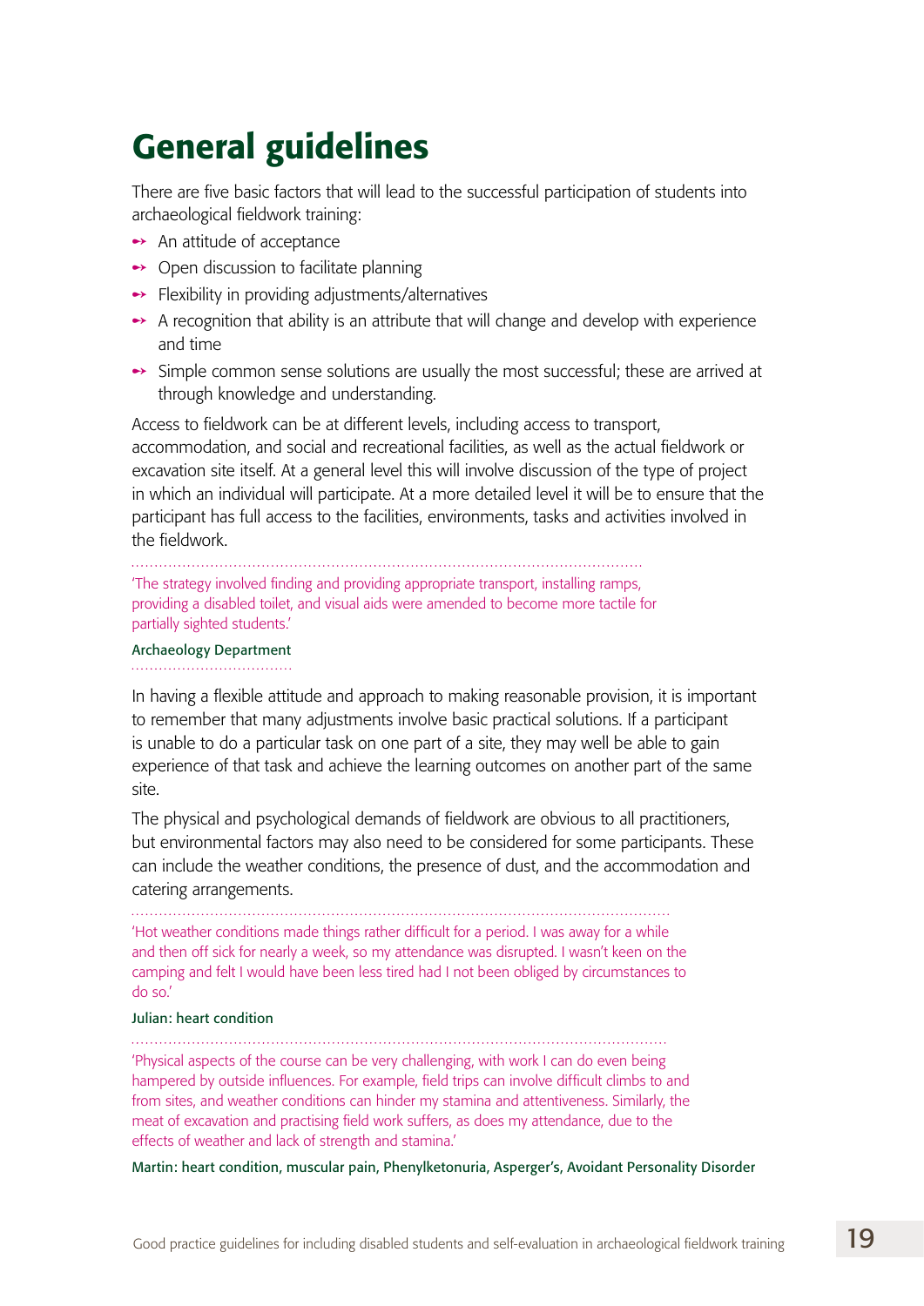# General guidelines

There are five basic factors that will lead to the successful participation of students into archaeological fieldwork training:

- An attitude of acceptance
- Open discussion to facilitate planning
- Flexibility in providing adjustments/alternatives
- A recognition that ability is an attribute that will change and develop with experience and time
- Simple common sense solutions are usually the most successful; these are arrived at through knowledge and understanding.

Access to fieldwork can be at different levels, including access to transport, accommodation, and social and recreational facilities, as well as the actual fieldwork or excavation site itself. At a general level this will involve discussion of the type of project in which an individual will participate. At a more detailed level it will be to ensure that the participant has full access to the facilities, environments, tasks and activities involved in the fieldwork.

> 'The strategy involved finding and providing appropriate transport, installing ramps, providing a disabled toilet, and visual aids were amended to become more tactile for partially sighted students.'
>
> Archaeology Department

In having a flexible attitude and approach to making reasonable provision, it is important to remember that many adjustments involve basic practical solutions. If a participant is unable to do a particular task on one part of a site, they may well be able to gain experience of that task and achieve the learning outcomes on another part of the same site.

The physical and psychological demands of fieldwork are obvious to all practitioners, but environmental factors may also need to be considered for some participants. These can include the weather conditions, the presence of dust, and the accommodation and catering arrangements.

> 'Hot weather conditions made things rather difficult for a period. I was away for a while and then off sick for nearly a week, so my attendance was disrupted. I wasn't keen on the camping and felt I would have been less tired had I not been obliged by circumstances to do so.'
>
> Julian: heart condition

> 'Physical aspects of the course can be very challenging, with work I can do even being hampered by outside influences. For example, field trips can involve difficult climbs to and from sites, and weather conditions can hinder my stamina and attentiveness. Similarly, the meat of excavation and practising field work suffers, as does my attendance, due to the effects of weather and lack of strength and stamina.'
>
> Martin: heart condition, muscular pain, Phenylketonuria, Asperger's, Avoidant Personality Disorder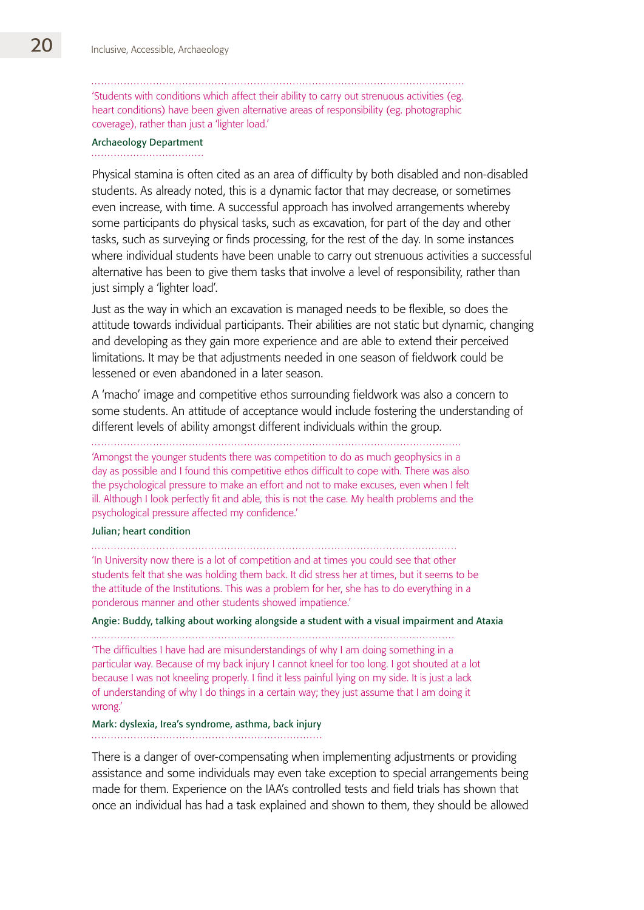> 'Students with conditions which affect their ability to carry out strenuous activities (eg. heart conditions) have been given alternative areas of responsibility (eg. photographic coverage), rather than just a 'lighter load.'
>
> **Archaeology Department**

Physical stamina is often cited as an area of difficulty by both disabled and non-disabled students. As already noted, this is a dynamic factor that may decrease, or sometimes even increase, with time. A successful approach has involved arrangements whereby some participants do physical tasks, such as excavation, for part of the day and other tasks, such as surveying or finds processing, for the rest of the day. In some instances where individual students have been unable to carry out strenuous activities a successful alternative has been to give them tasks that involve a level of responsibility, rather than just simply a 'lighter load'.

Just as the way in which an excavation is managed needs to be flexible, so does the attitude towards individual participants. Their abilities are not static but dynamic, changing and developing as they gain more experience and are able to extend their perceived limitations. It may be that adjustments needed in one season of fieldwork could be lessened or even abandoned in a later season.

A 'macho' image and competitive ethos surrounding fieldwork was also a concern to some students. An attitude of acceptance would include fostering the understanding of different levels of ability amongst different individuals within the group.

> 'Amongst the younger students there was competition to do as much geophysics in a day as possible and I found this competitive ethos difficult to cope with. There was also the psychological pressure to make an effort and not to make excuses, even when I felt ill. Although I look perfectly fit and able, this is not the case. My health problems and the psychological pressure affected my confidence.'
>
> **Julian; heart condition**

> 'In University now there is a lot of competition and at times you could see that other students felt that she was holding them back. It did stress her at times, but it seems to be the attitude of the Institutions. This was a problem for her, she has to do everything in a ponderous manner and other students showed impatience.'
>
> **Angie: Buddy, talking about working alongside a student with a visual impairment and Ataxia**

> 'The difficulties I have had are misunderstandings of why I am doing something in a particular way. Because of my back injury I cannot kneel for too long. I got shouted at a lot because I was not kneeling properly. I find it less painful lying on my side. It is just a lack of understanding of why I do things in a certain way; they just assume that I am doing it wrong.'
>
> **Mark: dyslexia, Irea's syndrome, asthma, back injury**

There is a danger of over-compensating when implementing adjustments or providing assistance and some individuals may even take exception to special arrangements being made for them. Experience on the IAA's controlled tests and field trials has shown that once an individual has had a task explained and shown to them, they should be allowed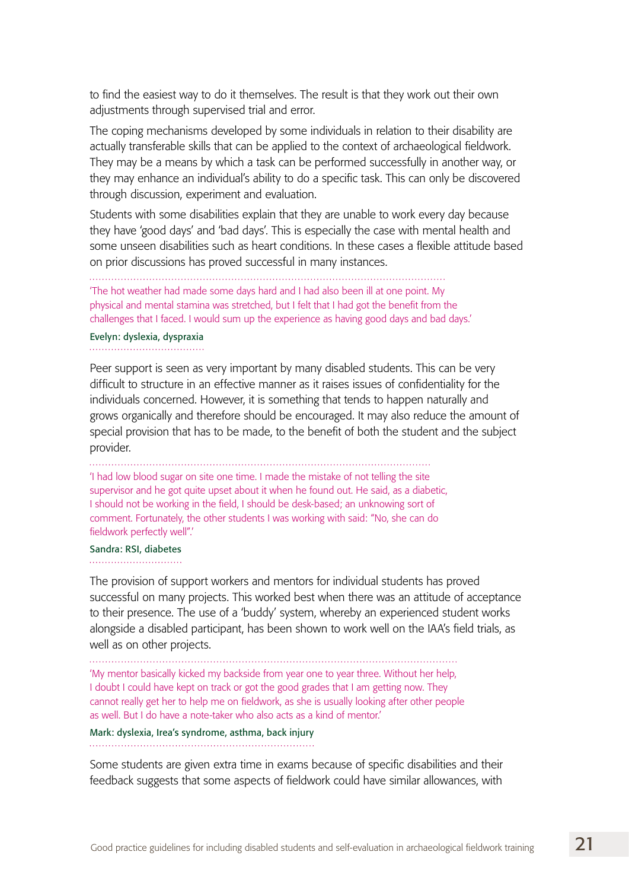to find the easiest way to do it themselves. The result is that they work out their own adjustments through supervised trial and error.

The coping mechanisms developed by some individuals in relation to their disability are actually transferable skills that can be applied to the context of archaeological fieldwork. They may be a means by which a task can be performed successfully in another way, or they may enhance an individual's ability to do a specific task. This can only be discovered through discussion, experiment and evaluation.

Students with some disabilities explain that they are unable to work every day because they have 'good days' and 'bad days'. This is especially the case with mental health and some unseen disabilities such as heart conditions. In these cases a flexible attitude based on prior discussions has proved successful in many instances.

> 'The hot weather had made some days hard and I had also been ill at one point. My physical and mental stamina was stretched, but I felt that I had got the benefit from the challenges that I faced. I would sum up the experience as having good days and bad days.'
>
> **Evelyn: dyslexia, dyspraxia**

Peer support is seen as very important by many disabled students. This can be very difficult to structure in an effective manner as it raises issues of confidentiality for the individuals concerned. However, it is something that tends to happen naturally and grows organically and therefore should be encouraged. It may also reduce the amount of special provision that has to be made, to the benefit of both the student and the subject provider.

> 'I had low blood sugar on site one time. I made the mistake of not telling the site supervisor and he got quite upset about it when he found out. He said, as a diabetic, I should not be working in the field, I should be desk-based; an unknowing sort of comment. Fortunately, the other students I was working with said: "No, she can do fieldwork perfectly well".'
>
> **Sandra: RSI, diabetes**

The provision of support workers and mentors for individual students has proved successful on many projects. This worked best when there was an attitude of acceptance to their presence. The use of a 'buddy' system, whereby an experienced student works alongside a disabled participant, has been shown to work well on the IAA's field trials, as well as on other projects.

> 'My mentor basically kicked my backside from year one to year three. Without her help, I doubt I could have kept on track or got the good grades that I am getting now. They cannot really get her to help me on fieldwork, as she is usually looking after other people as well. But I do have a note-taker who also acts as a kind of mentor.'
>
> **Mark: dyslexia, Irea's syndrome, asthma, back injury**

Some students are given extra time in exams because of specific disabilities and their feedback suggests that some aspects of fieldwork could have similar allowances, with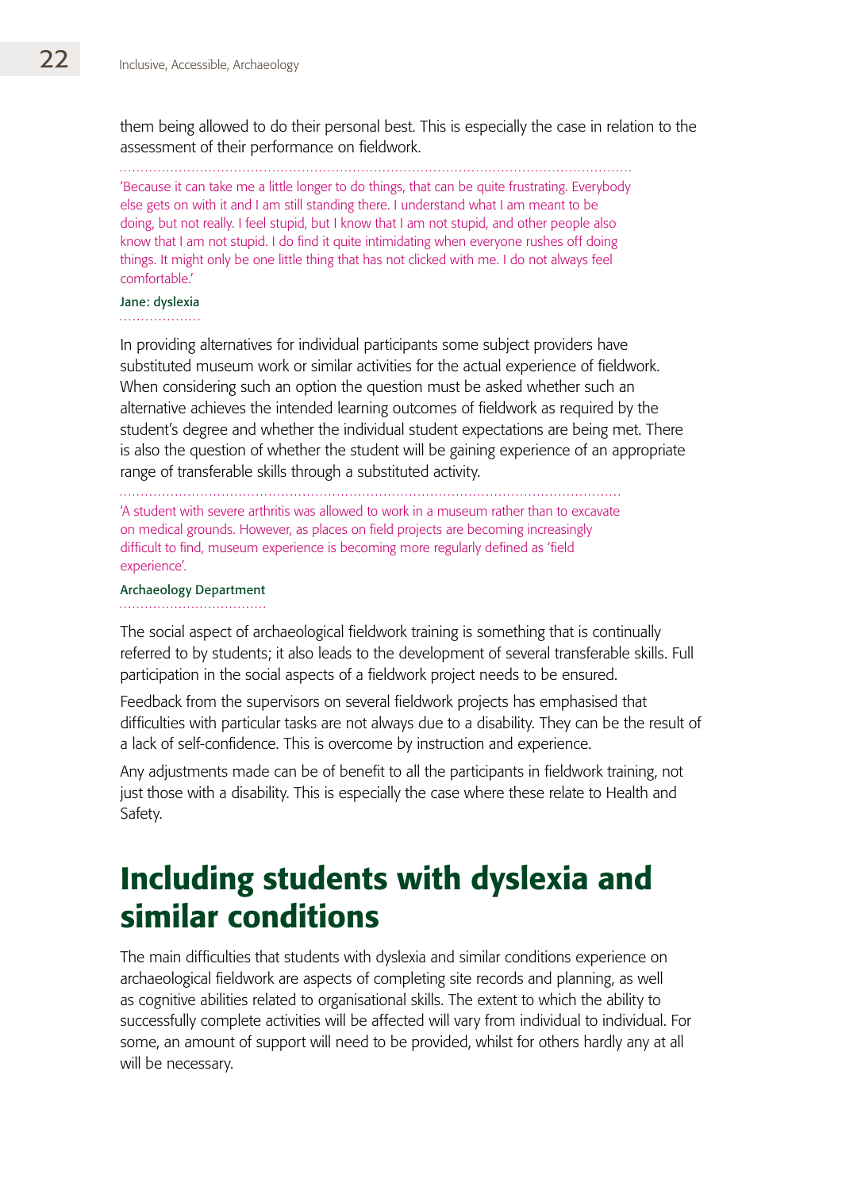them being allowed to do their personal best. This is especially the case in relation to the assessment of their performance on fieldwork.

> 'Because it can take me a little longer to do things, that can be quite frustrating. Everybody else gets on with it and I am still standing there. I understand what I am meant to be doing, but not really. I feel stupid, but I know that I am not stupid, and other people also know that I am not stupid. I do find it quite intimidating when everyone rushes off doing things. It might only be one little thing that has not clicked with me. I do not always feel comfortable.'
>
> **Jane: dyslexia**

In providing alternatives for individual participants some subject providers have substituted museum work or similar activities for the actual experience of fieldwork. When considering such an option the question must be asked whether such an alternative achieves the intended learning outcomes of fieldwork as required by the student's degree and whether the individual student expectations are being met. There is also the question of whether the student will be gaining experience of an appropriate range of transferable skills through a substituted activity.

> 'A student with severe arthritis was allowed to work in a museum rather than to excavate on medical grounds. However, as places on field projects are becoming increasingly difficult to find, museum experience is becoming more regularly defined as 'field experience'.
>
> **Archaeology Department**

The social aspect of archaeological fieldwork training is something that is continually referred to by students; it also leads to the development of several transferable skills. Full participation in the social aspects of a fieldwork project needs to be ensured.

Feedback from the supervisors on several fieldwork projects has emphasised that difficulties with particular tasks are not always due to a disability. They can be the result of a lack of self-confidence. This is overcome by instruction and experience.

Any adjustments made can be of benefit to all the participants in fieldwork training, not just those with a disability. This is especially the case where these relate to Health and Safety.

## Including students with dyslexia and similar conditions

The main difficulties that students with dyslexia and similar conditions experience on archaeological fieldwork are aspects of completing site records and planning, as well as cognitive abilities related to organisational skills. The extent to which the ability to successfully complete activities will be affected will vary from individual to individual. For some, an amount of support will need to be provided, whilst for others hardly any at all will be necessary.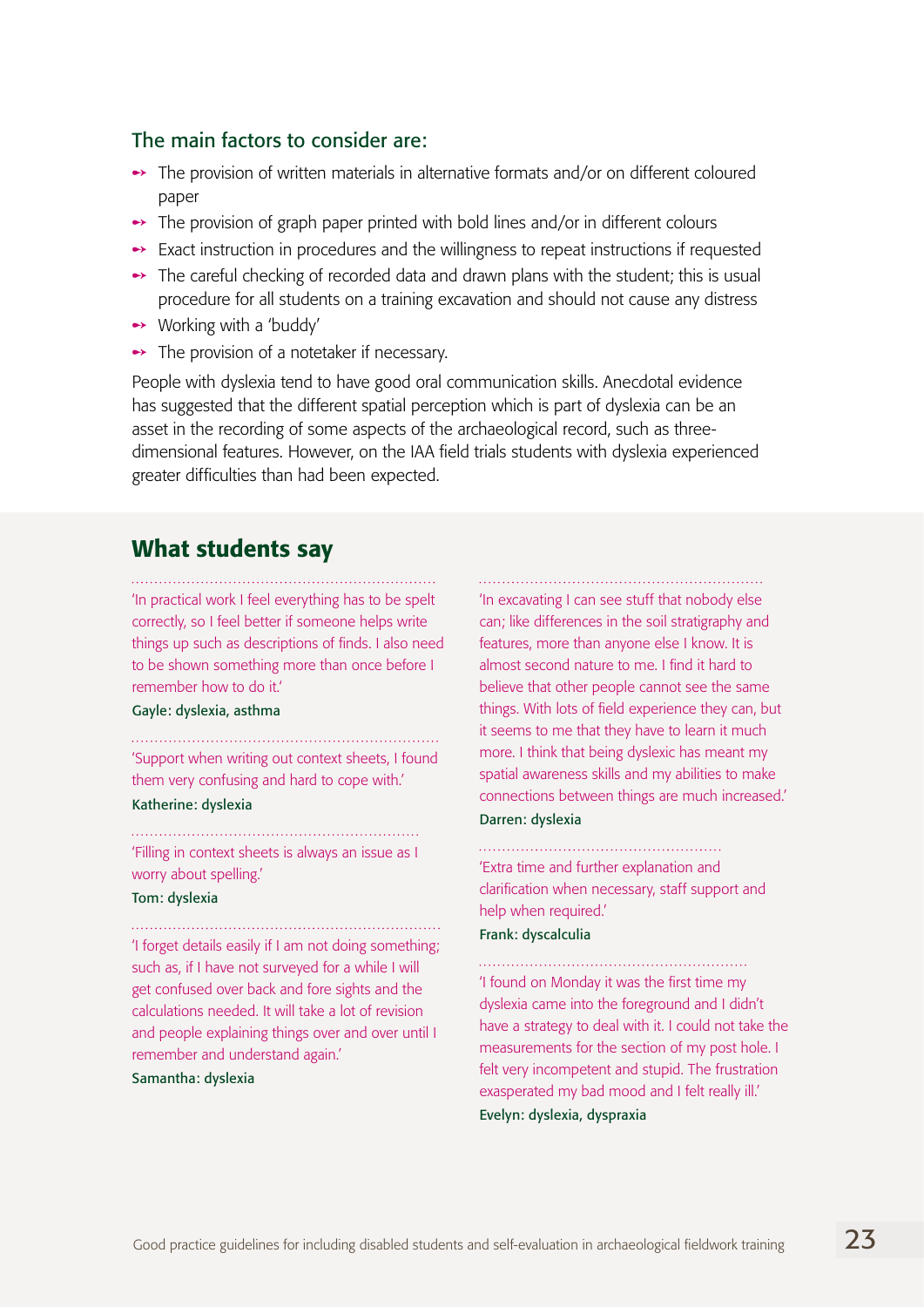### The main factors to consider are:

- The provision of written materials in alternative formats and/or on different coloured paper
- The provision of graph paper printed with bold lines and/or in different colours
- Exact instruction in procedures and the willingness to repeat instructions if requested
- The careful checking of recorded data and drawn plans with the student; this is usual procedure for all students on a training excavation and should not cause any distress
- Working with a 'buddy'
- The provision of a notetaker if necessary.

People with dyslexia tend to have good oral communication skills. Anecdotal evidence has suggested that the different spatial perception which is part of dyslexia can be an asset in the recording of some aspects of the archaeological record, such as three-dimensional features. However, on the IAA field trials students with dyslexia experienced greater difficulties than had been expected.

## What students say

'In practical work I feel everything has to be spelt correctly, so I feel better if someone helps write things up such as descriptions of finds. I also need to be shown something more than once before I remember how to do it.'

Gayle: dyslexia, asthma

'Support when writing out context sheets, I found them very confusing and hard to cope with.'

Katherine: dyslexia

'Filling in context sheets is always an issue as I worry about spelling.'

Tom: dyslexia

'I forget details easily if I am not doing something; such as, if I have not surveyed for a while I will get confused over back and fore sights and the calculations needed. It will take a lot of revision and people explaining things over and over until I remember and understand again.'

Samantha: dyslexia

'In excavating I can see stuff that nobody else can; like differences in the soil stratigraphy and features, more than anyone else I know. It is almost second nature to me. I find it hard to believe that other people cannot see the same things. With lots of field experience they can, but it seems to me that they have to learn it much more. I think that being dyslexic has meant my spatial awareness skills and my abilities to make connections between things are much increased.'

Darren: dyslexia

'Extra time and further explanation and clarification when necessary, staff support and help when required.'

Frank: dyscalculia

'I found on Monday it was the first time my dyslexia came into the foreground and I didn't have a strategy to deal with it. I could not take the measurements for the section of my post hole. I felt very incompetent and stupid. The frustration exasperated my bad mood and I felt really ill.'

Evelyn: dyslexia, dyspraxia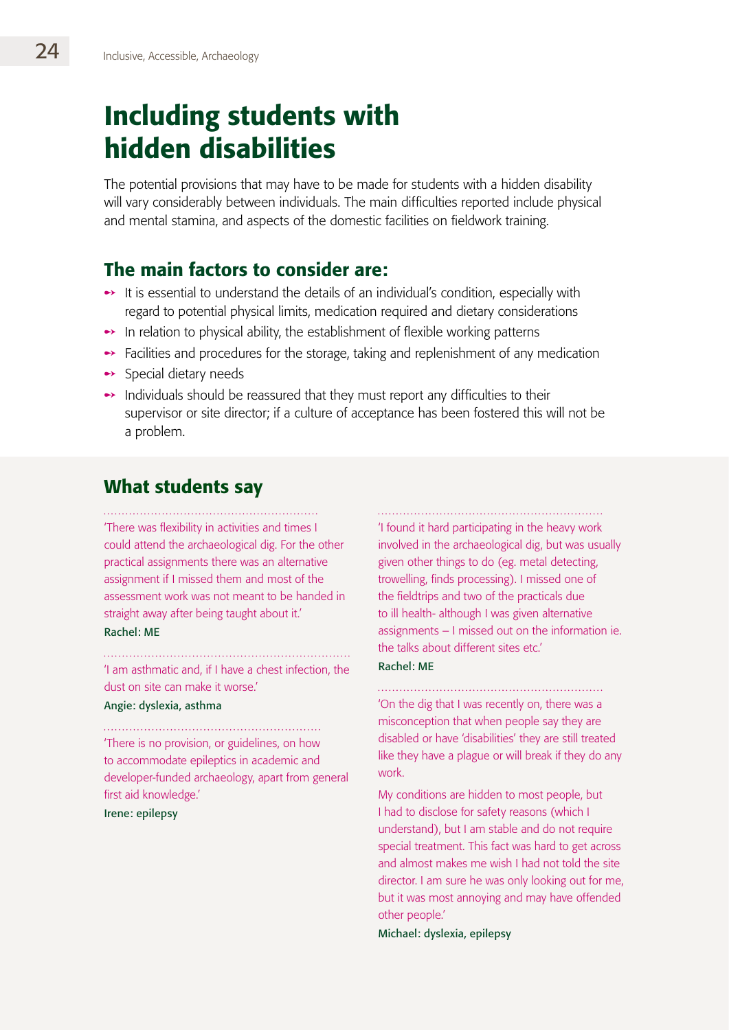# Including students with hidden disabilities

The potential provisions that may have to be made for students with a hidden disability will vary considerably between individuals. The main difficulties reported include physical and mental stamina, and aspects of the domestic facilities on fieldwork training.

## The main factors to consider are:

- It is essential to understand the details of an individual's condition, especially with regard to potential physical limits, medication required and dietary considerations
- In relation to physical ability, the establishment of flexible working patterns
- Facilities and procedures for the storage, taking and replenishment of any medication
- Special dietary needs
- Individuals should be reassured that they must report any difficulties to their supervisor or site director; if a culture of acceptance has been fostered this will not be a problem.

## What students say

'There was flexibility in activities and times I could attend the archaeological dig. For the other practical assignments there was an alternative assignment if I missed them and most of the assessment work was not meant to be handed in straight away after being taught about it.'

Rachel: ME

'I am asthmatic and, if I have a chest infection, the dust on site can make it worse.'

Angie: dyslexia, asthma

'There is no provision, or guidelines, on how to accommodate epileptics in academic and developer-funded archaeology, apart from general first aid knowledge.'

Irene: epilepsy

'I found it hard participating in the heavy work involved in the archaeological dig, but was usually given other things to do (eg. metal detecting, trowelling, finds processing). I missed one of the fieldtrips and two of the practicals due to ill health- although I was given alternative assignments – I missed out on the information ie. the talks about different sites etc.'

Rachel: ME

'On the dig that I was recently on, there was a misconception that when people say they are disabled or have 'disabilities' they are still treated like they have a plague or will break if they do any work.

My conditions are hidden to most people, but I had to disclose for safety reasons (which I understand), but I am stable and do not require special treatment. This fact was hard to get across and almost makes me wish I had not told the site director. I am sure he was only looking out for me, but it was most annoying and may have offended other people.'

Michael: dyslexia, epilepsy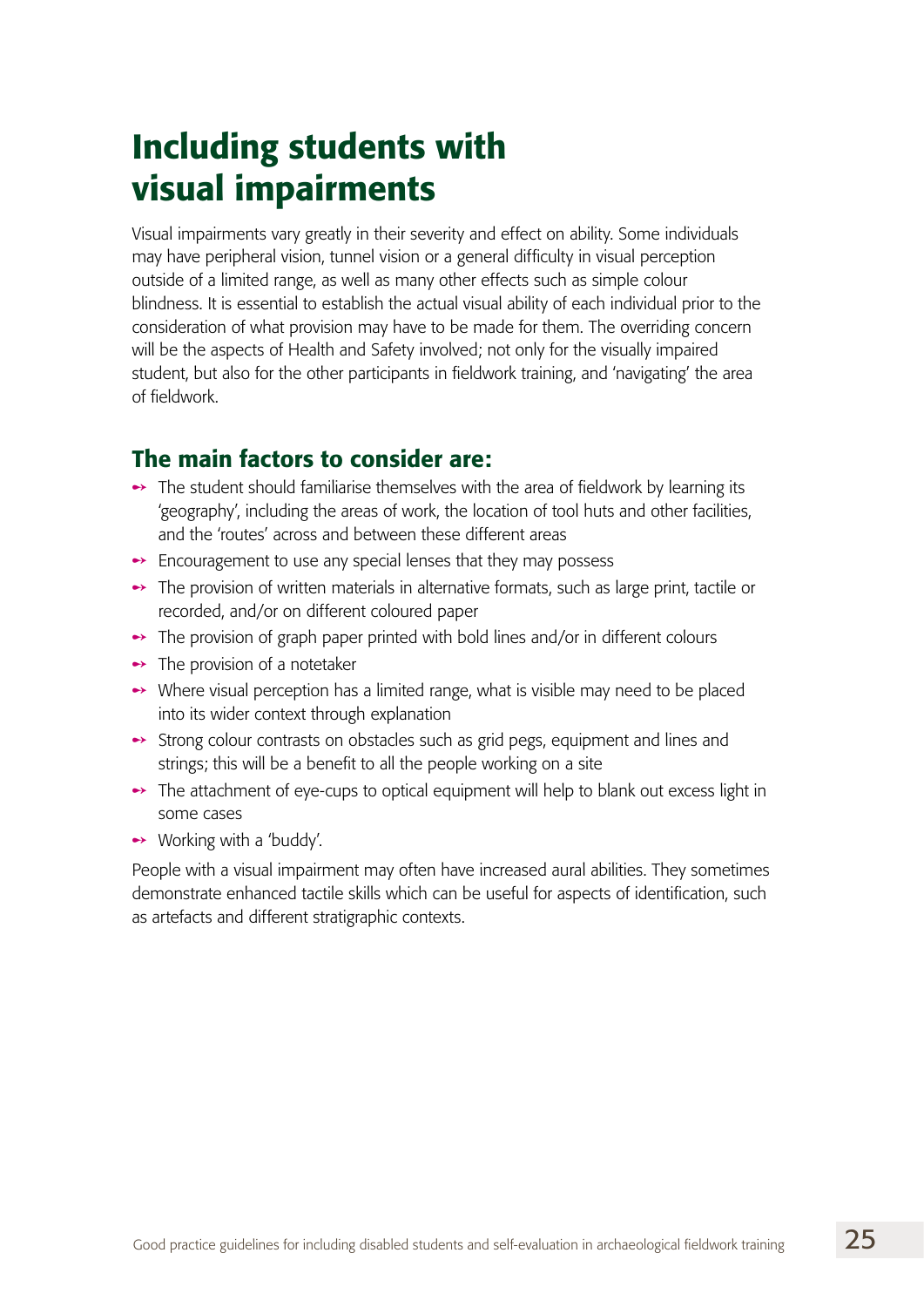# Including students with visual impairments

Visual impairments vary greatly in their severity and effect on ability. Some individuals may have peripheral vision, tunnel vision or a general difficulty in visual perception outside of a limited range, as well as many other effects such as simple colour blindness. It is essential to establish the actual visual ability of each individual prior to the consideration of what provision may have to be made for them. The overriding concern will be the aspects of Health and Safety involved; not only for the visually impaired student, but also for the other participants in fieldwork training, and 'navigating' the area of fieldwork.

## The main factors to consider are:

- The student should familiarise themselves with the area of fieldwork by learning its 'geography', including the areas of work, the location of tool huts and other facilities, and the 'routes' across and between these different areas
- Encouragement to use any special lenses that they may possess
- The provision of written materials in alternative formats, such as large print, tactile or recorded, and/or on different coloured paper
- The provision of graph paper printed with bold lines and/or in different colours
- The provision of a notetaker
- Where visual perception has a limited range, what is visible may need to be placed into its wider context through explanation
- Strong colour contrasts on obstacles such as grid pegs, equipment and lines and strings; this will be a benefit to all the people working on a site
- The attachment of eye-cups to optical equipment will help to blank out excess light in some cases
- Working with a 'buddy'.

People with a visual impairment may often have increased aural abilities. They sometimes demonstrate enhanced tactile skills which can be useful for aspects of identification, such as artefacts and different stratigraphic contexts.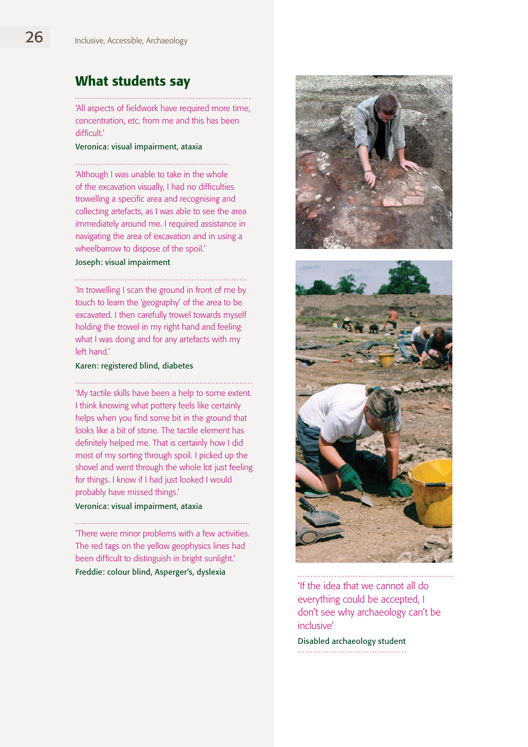## What students say

'All aspects of fieldwork have required more time, concentration, etc. from me and this has been difficult.'

**Veronica: visual impairment, ataxia**

'Although I was unable to take in the whole of the excavation visually, I had no difficulties trowelling a specific area and recognising and collecting artefacts, as I was able to see the area immediately around me. I required assistance in navigating the area of excavation and in using a wheelbarrow to dispose of the spoil.'

**Joseph: visual impairment**

'In trowelling I scan the ground in front of me by touch to learn the 'geography' of the area to be excavated. I then carefully trowel towards myself holding the trowel in my right hand and feeling what I was doing and for any artefacts with my left hand.'

**Karen: registered blind, diabetes**

'My tactile skills have been a help to some extent. I think knowing what pottery feels like certainly helps when you find some bit in the ground that looks like a bit of stone. The tactile element has definitely helped me. That is certainly how I did most of my sorting through spoil. I picked up the shovel and went through the whole lot just feeling for things. I know if I had just looked I would probably have missed things.'

**Veronica: visual impairment, ataxia**

'There were minor problems with a few activities. The red tags on the yellow geophysics lines had been difficult to distinguish in bright sunlight.'

**Freddie: colour blind, Asperger's, dyslexia**

'If the idea that we cannot all do everything could be accepted, I don't see why archaeology can't be inclusive'

**Disabled archaeology student**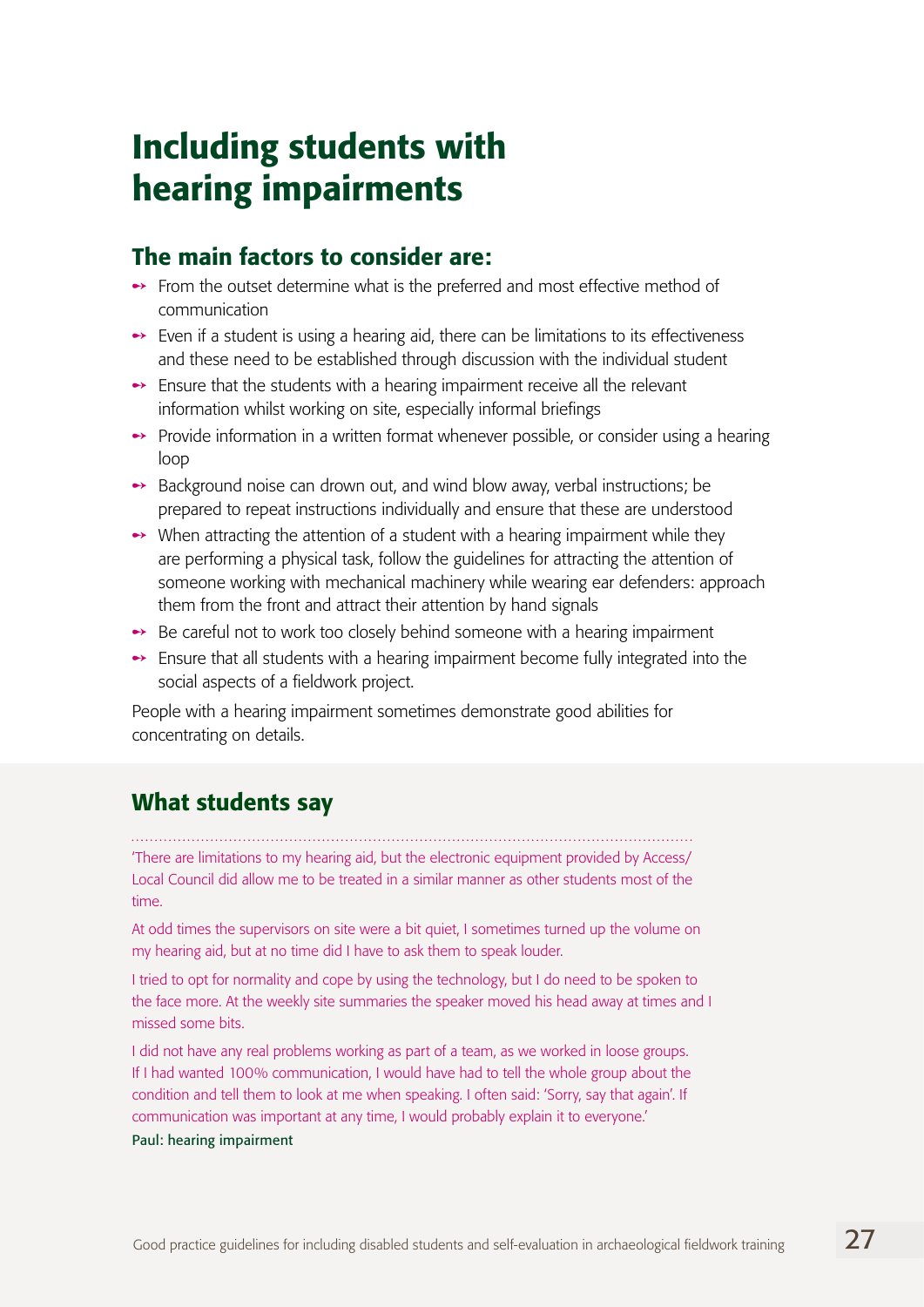# Including students with hearing impairments

## The main factors to consider are:

- From the outset determine what is the preferred and most effective method of communication
- Even if a student is using a hearing aid, there can be limitations to its effectiveness and these need to be established through discussion with the individual student
- Ensure that the students with a hearing impairment receive all the relevant information whilst working on site, especially informal briefings
- Provide information in a written format whenever possible, or consider using a hearing loop
- Background noise can drown out, and wind blow away, verbal instructions; be prepared to repeat instructions individually and ensure that these are understood
- When attracting the attention of a student with a hearing impairment while they are performing a physical task, follow the guidelines for attracting the attention of someone working with mechanical machinery while wearing ear defenders: approach them from the front and attract their attention by hand signals
- Be careful not to work too closely behind someone with a hearing impairment
- Ensure that all students with a hearing impairment become fully integrated into the social aspects of a fieldwork project.

People with a hearing impairment sometimes demonstrate good abilities for concentrating on details.

## What students say

'There are limitations to my hearing aid, but the electronic equipment provided by Access/ Local Council did allow me to be treated in a similar manner as other students most of the time.

At odd times the supervisors on site were a bit quiet, I sometimes turned up the volume on my hearing aid, but at no time did I have to ask them to speak louder.

I tried to opt for normality and cope by using the technology, but I do need to be spoken to the face more. At the weekly site summaries the speaker moved his head away at times and I missed some bits.

I did not have any real problems working as part of a team, as we worked in loose groups. If I had wanted 100% communication, I would have had to tell the whole group about the condition and tell them to look at me when speaking. I often said: 'Sorry, say that again'. If communication was important at any time, I would probably explain it to everyone.'

Paul: hearing impairment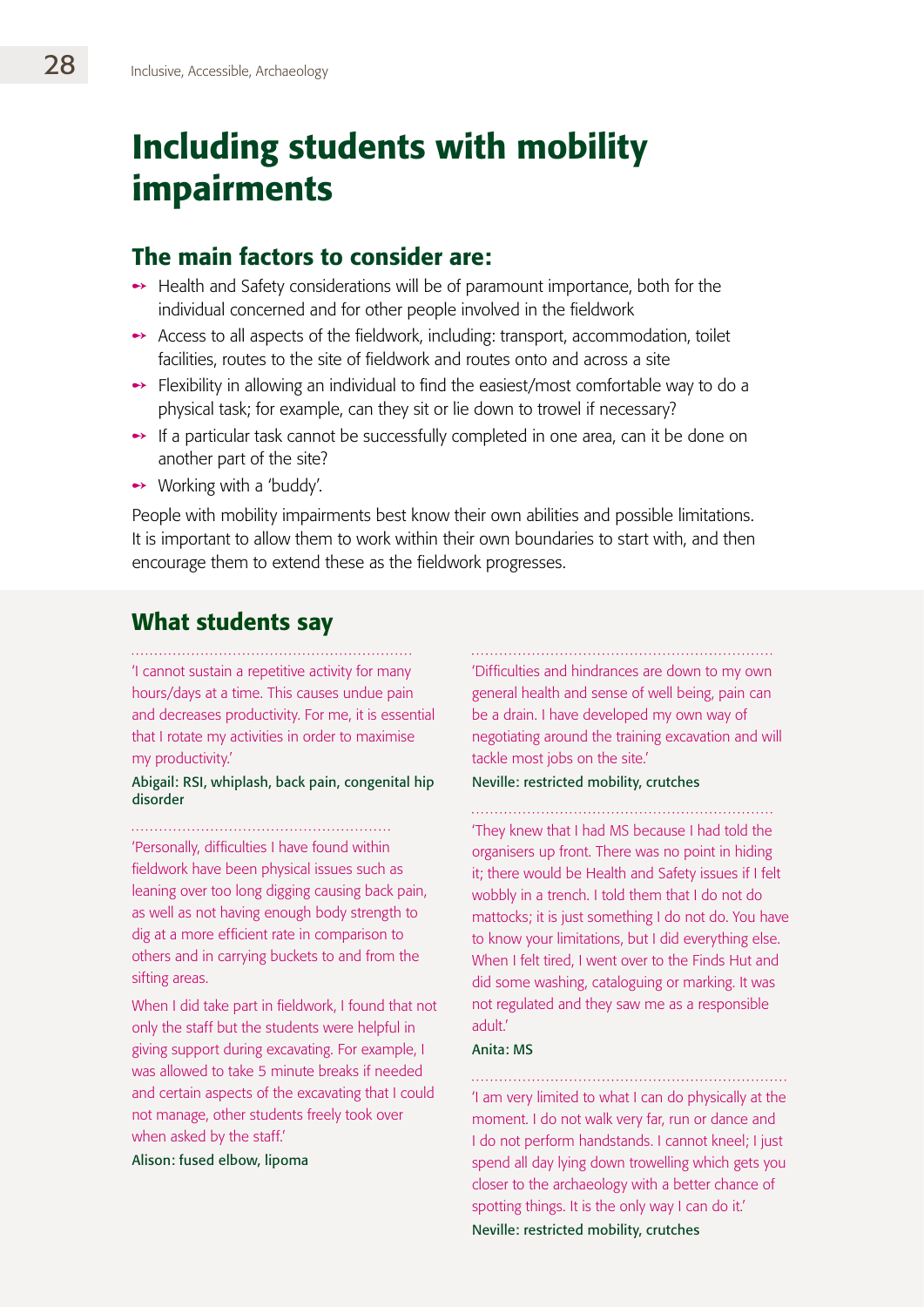# Including students with mobility impairments

## The main factors to consider are:

- Health and Safety considerations will be of paramount importance, both for the individual concerned and for other people involved in the fieldwork
- Access to all aspects of the fieldwork, including: transport, accommodation, toilet facilities, routes to the site of fieldwork and routes onto and across a site
- Flexibility in allowing an individual to find the easiest/most comfortable way to do a physical task; for example, can they sit or lie down to trowel if necessary?
- If a particular task cannot be successfully completed in one area, can it be done on another part of the site?
- Working with a 'buddy'.

People with mobility impairments best know their own abilities and possible limitations. It is important to allow them to work within their own boundaries to start with, and then encourage them to extend these as the fieldwork progresses.

## What students say

'I cannot sustain a repetitive activity for many hours/days at a time. This causes undue pain and decreases productivity. For me, it is essential that I rotate my activities in order to maximise my productivity.'

Abigail: RSI, whiplash, back pain, congenital hip disorder

'Personally, difficulties I have found within fieldwork have been physical issues such as leaning over too long digging causing back pain, as well as not having enough body strength to dig at a more efficient rate in comparison to others and in carrying buckets to and from the sifting areas.

When I did take part in fieldwork, I found that not only the staff but the students were helpful in giving support during excavating. For example, I was allowed to take 5 minute breaks if needed and certain aspects of the excavating that I could not manage, other students freely took over when asked by the staff.'

Alison: fused elbow, lipoma

'Difficulties and hindrances are down to my own general health and sense of well being, pain can be a drain. I have developed my own way of negotiating around the training excavation and will tackle most jobs on the site.'

Neville: restricted mobility, crutches

'They knew that I had MS because I had told the organisers up front. There was no point in hiding it; there would be Health and Safety issues if I felt wobbly in a trench. I told them that I do not do mattocks; it is just something I do not do. You have to know your limitations, but I did everything else. When I felt tired, I went over to the Finds Hut and did some washing, cataloguing or marking. It was not regulated and they saw me as a responsible adult.'

Anita: MS

'I am very limited to what I can do physically at the moment. I do not walk very far, run or dance and I do not perform handstands. I cannot kneel; I just spend all day lying down trowelling which gets you closer to the archaeology with a better chance of spotting things. It is the only way I can do it.'

Neville: restricted mobility, crutches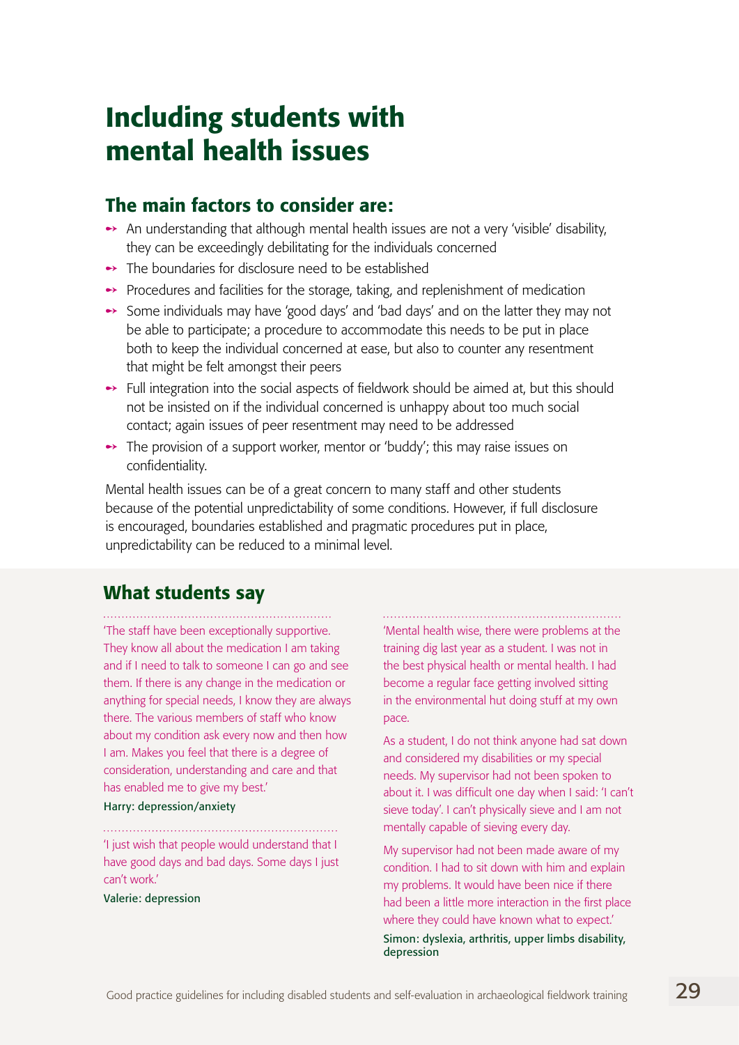# Including students with mental health issues

## The main factors to consider are:

- An understanding that although mental health issues are not a very 'visible' disability, they can be exceedingly debilitating for the individuals concerned
- The boundaries for disclosure need to be established
- Procedures and facilities for the storage, taking, and replenishment of medication
- Some individuals may have 'good days' and 'bad days' and on the latter they may not be able to participate; a procedure to accommodate this needs to be put in place both to keep the individual concerned at ease, but also to counter any resentment that might be felt amongst their peers
- Full integration into the social aspects of fieldwork should be aimed at, but this should not be insisted on if the individual concerned is unhappy about too much social contact; again issues of peer resentment may need to be addressed
- The provision of a support worker, mentor or 'buddy'; this may raise issues on confidentiality.

Mental health issues can be of a great concern to many staff and other students because of the potential unpredictability of some conditions. However, if full disclosure is encouraged, boundaries established and pragmatic procedures put in place, unpredictability can be reduced to a minimal level.

## What students say

'The staff have been exceptionally supportive. They know all about the medication I am taking and if I need to talk to someone I can go and see them. If there is any change in the medication or anything for special needs, I know they are always there. The various members of staff who know about my condition ask every now and then how I am. Makes you feel that there is a degree of consideration, understanding and care and that has enabled me to give my best.'

Harry: depression/anxiety

'I just wish that people would understand that I have good days and bad days. Some days I just can't work.'

Valerie: depression

'Mental health wise, there were problems at the training dig last year as a student. I was not in the best physical health or mental health. I had become a regular face getting involved sitting in the environmental hut doing stuff at my own pace.

As a student, I do not think anyone had sat down and considered my disabilities or my special needs. My supervisor had not been spoken to about it. I was difficult one day when I said: 'I can't sieve today'. I can't physically sieve and I am not mentally capable of sieving every day.

My supervisor had not been made aware of my condition. I had to sit down with him and explain my problems. It would have been nice if there had been a little more interaction in the first place where they could have known what to expect.'

Simon: dyslexia, arthritis, upper limbs disability, depression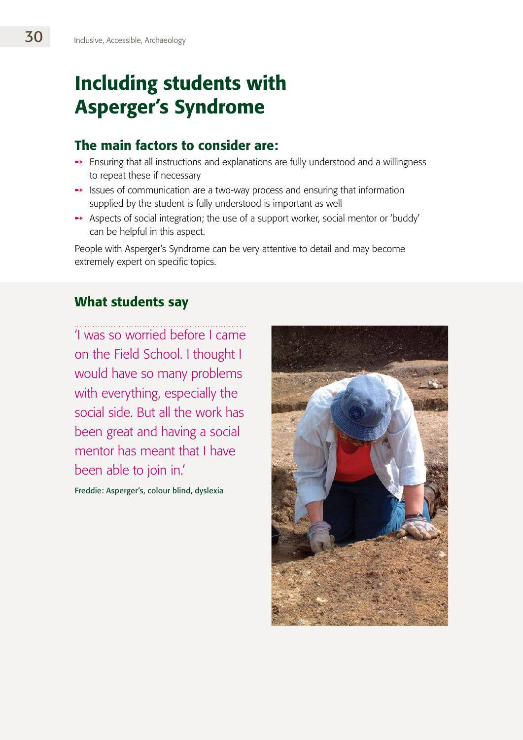# Including students with Asperger's Syndrome

## The main factors to consider are:

- Ensuring that all instructions and explanations are fully understood and a willingness to repeat these if necessary
- Issues of communication are a two-way process and ensuring that information supplied by the student is fully understood is important as well
- Aspects of social integration; the use of a support worker, social mentor or 'buddy' can be helpful in this aspect.

People with Asperger's Syndrome can be very attentive to detail and may become extremely expert on specific topics.

## What students say

'I was so worried before I came on the Field School. I thought I would have so many problems with everything, especially the social side. But all the work has been great and having a social mentor has meant that I have been able to join in.'

Freddie: Asperger's, colour blind, dyslexia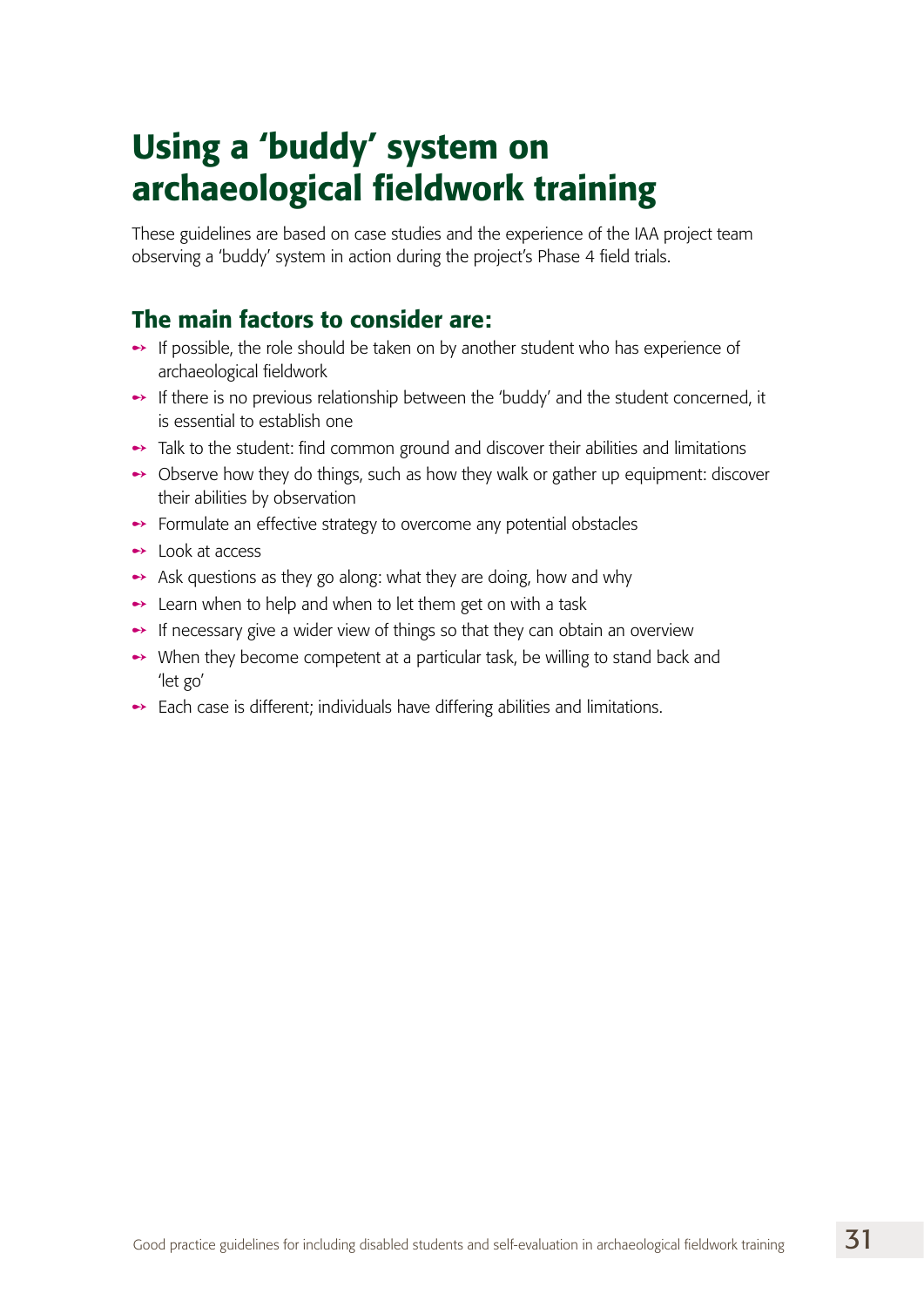# Using a 'buddy' system on archaeological fieldwork training

These guidelines are based on case studies and the experience of the IAA project team observing a 'buddy' system in action during the project's Phase 4 field trials.

## The main factors to consider are:

- If possible, the role should be taken on by another student who has experience of archaeological fieldwork
- If there is no previous relationship between the 'buddy' and the student concerned, it is essential to establish one
- Talk to the student: find common ground and discover their abilities and limitations
- Observe how they do things, such as how they walk or gather up equipment: discover their abilities by observation
- Formulate an effective strategy to overcome any potential obstacles
- Look at access
- Ask questions as they go along: what they are doing, how and why
- Learn when to help and when to let them get on with a task
- If necessary give a wider view of things so that they can obtain an overview
- When they become competent at a particular task, be willing to stand back and 'let go'
- Each case is different; individuals have differing abilities and limitations.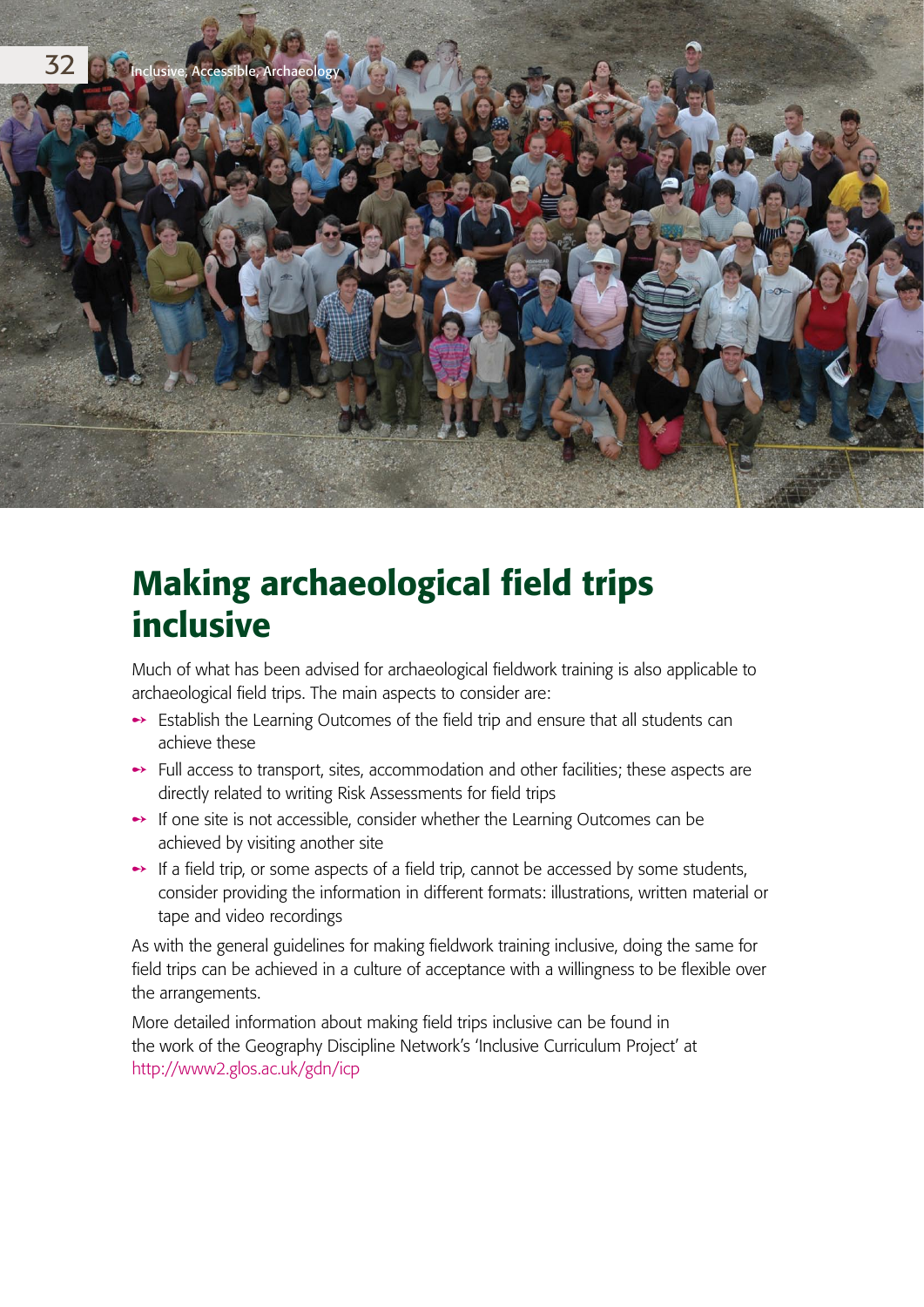# Making archaeological field trips inclusive

Much of what has been advised for archaeological fieldwork training is also applicable to archaeological field trips. The main aspects to consider are:

- Establish the Learning Outcomes of the field trip and ensure that all students can achieve these
- Full access to transport, sites, accommodation and other facilities; these aspects are directly related to writing Risk Assessments for field trips
- If one site is not accessible, consider whether the Learning Outcomes can be achieved by visiting another site
- If a field trip, or some aspects of a field trip, cannot be accessed by some students, consider providing the information in different formats: illustrations, written material or tape and video recordings

As with the general guidelines for making fieldwork training inclusive, doing the same for field trips can be achieved in a culture of acceptance with a willingness to be flexible over the arrangements.

More detailed information about making field trips inclusive can be found in the work of the Geography Discipline Network's 'Inclusive Curriculum Project' at http://www2.glos.ac.uk/gdn/icp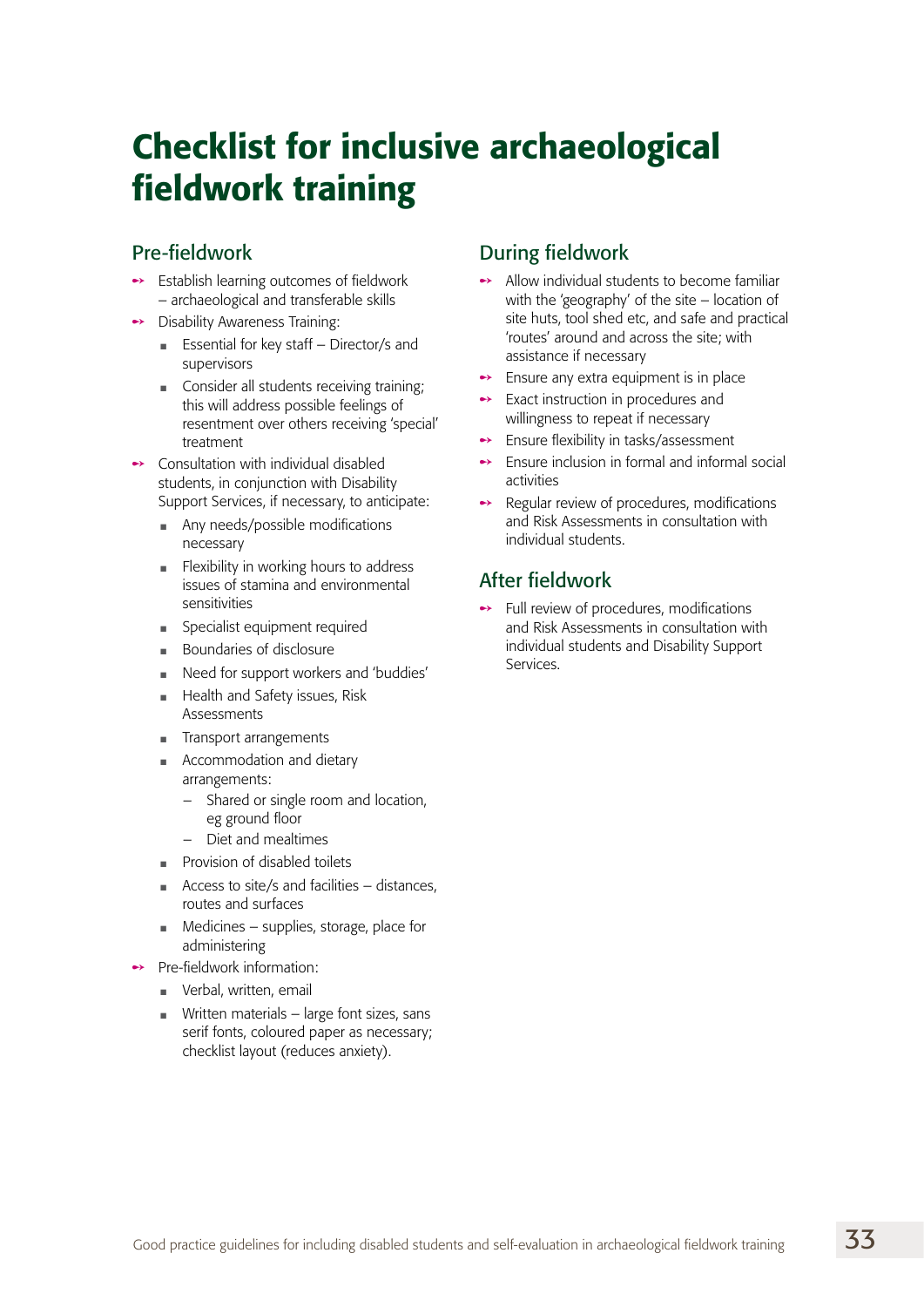# Checklist for inclusive archaeological fieldwork training

## Pre-fieldwork

- Establish learning outcomes of fieldwork – archaeological and transferable skills
- Disability Awareness Training:
  - Essential for key staff – Director/s and supervisors
  - Consider all students receiving training; this will address possible feelings of resentment over others receiving 'special' treatment
- Consultation with individual disabled students, in conjunction with Disability Support Services, if necessary, to anticipate:
  - Any needs/possible modifications necessary
  - Flexibility in working hours to address issues of stamina and environmental sensitivities
  - Specialist equipment required
  - Boundaries of disclosure
  - Need for support workers and 'buddies'
  - Health and Safety issues, Risk Assessments
  - Transport arrangements
  - Accommodation and dietary arrangements:
    - Shared or single room and location, eg ground floor
    - Diet and mealtimes
  - Provision of disabled toilets
  - Access to site/s and facilities – distances, routes and surfaces
  - Medicines – supplies, storage, place for administering
- Pre-fieldwork information:
  - Verbal, written, email
  - Written materials – large font sizes, sans serif fonts, coloured paper as necessary; checklist layout (reduces anxiety).

## During fieldwork

- Allow individual students to become familiar with the 'geography' of the site – location of site huts, tool shed etc, and safe and practical 'routes' around and across the site; with assistance if necessary
- Ensure any extra equipment is in place
- Exact instruction in procedures and willingness to repeat if necessary
- Ensure flexibility in tasks/assessment
- Ensure inclusion in formal and informal social activities
- Regular review of procedures, modifications and Risk Assessments in consultation with individual students.

## After fieldwork

- Full review of procedures, modifications and Risk Assessments in consultation with individual students and Disability Support Services.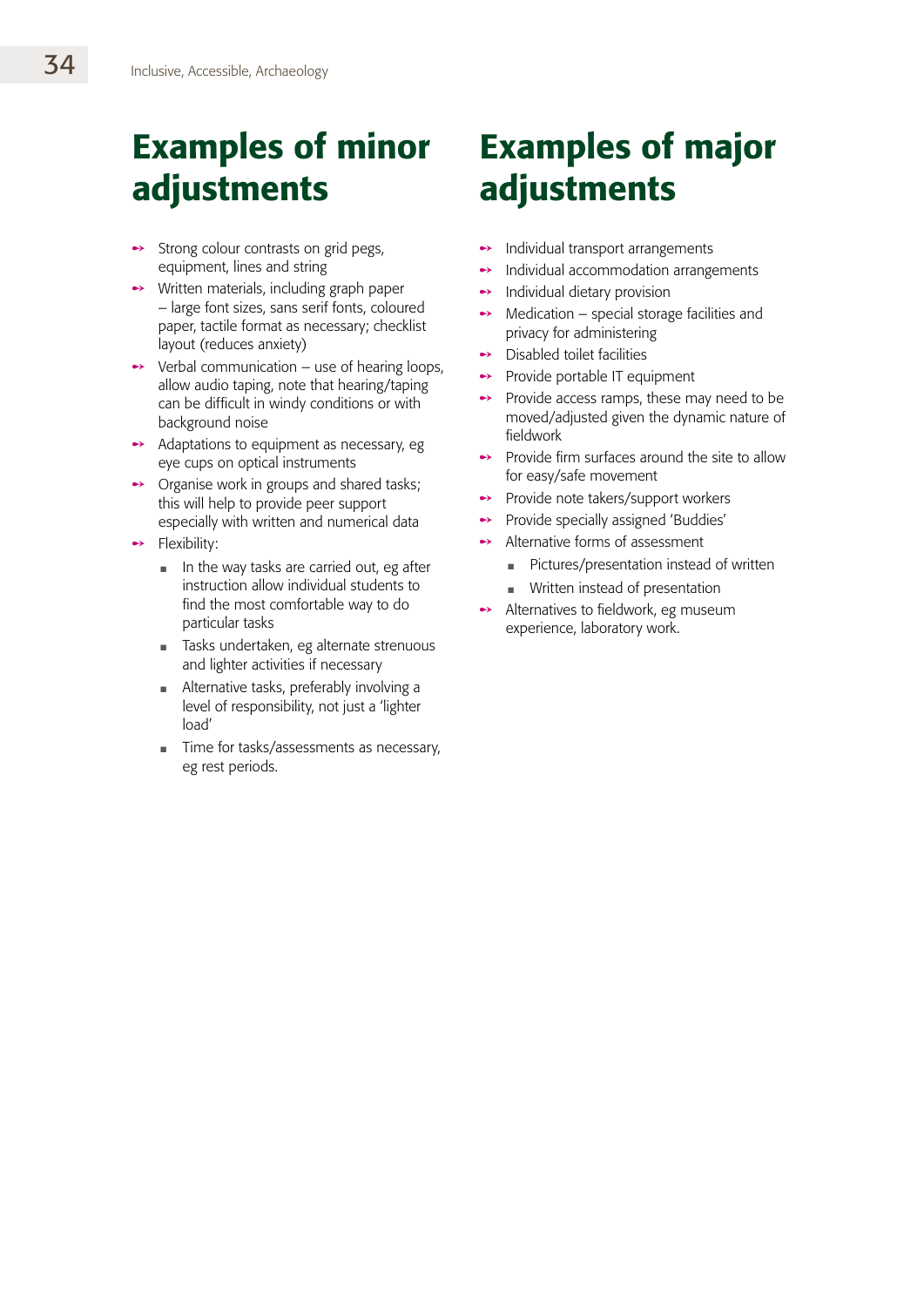## Examples of minor adjustments

- Strong colour contrasts on grid pegs, equipment, lines and string
- Written materials, including graph paper – large font sizes, sans serif fonts, coloured paper, tactile format as necessary; checklist layout (reduces anxiety)
- Verbal communication – use of hearing loops, allow audio taping, note that hearing/taping can be difficult in windy conditions or with background noise
- Adaptations to equipment as necessary, eg eye cups on optical instruments
- Organise work in groups and shared tasks; this will help to provide peer support especially with written and numerical data
- Flexibility:
  - In the way tasks are carried out, eg after instruction allow individual students to find the most comfortable way to do particular tasks
  - Tasks undertaken, eg alternate strenuous and lighter activities if necessary
  - Alternative tasks, preferably involving a level of responsibility, not just a 'lighter load'
  - Time for tasks/assessments as necessary, eg rest periods.

## Examples of major adjustments

- Individual transport arrangements
- Individual accommodation arrangements
- Individual dietary provision
- Medication – special storage facilities and privacy for administering
- Disabled toilet facilities
- Provide portable IT equipment
- Provide access ramps, these may need to be moved/adjusted given the dynamic nature of fieldwork
- Provide firm surfaces around the site to allow for easy/safe movement
- Provide note takers/support workers
- Provide specially assigned 'Buddies'
- Alternative forms of assessment
  - Pictures/presentation instead of written
  - Written instead of presentation
- Alternatives to fieldwork, eg museum experience, laboratory work.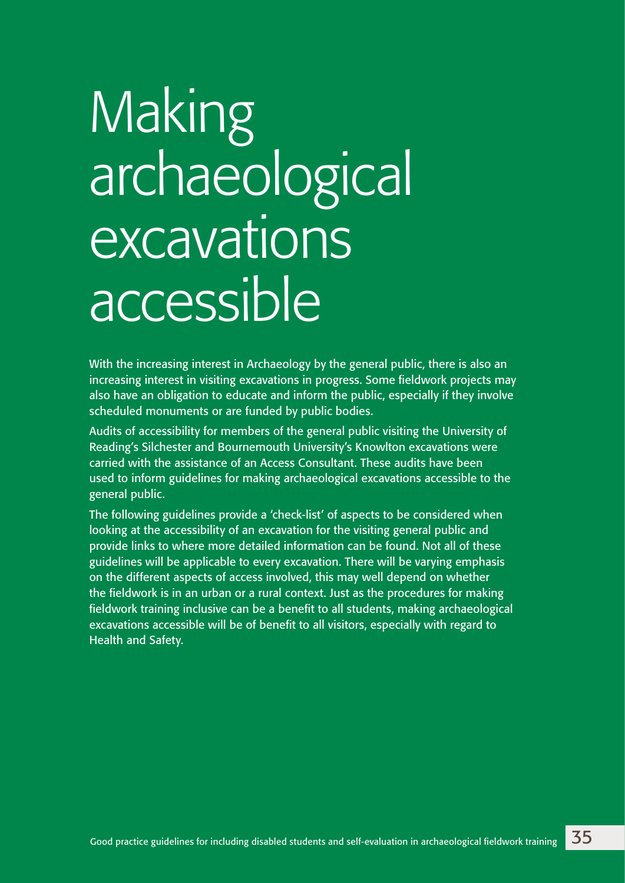# Making archaeological excavations accessible

With the increasing interest in Archaeology by the general public, there is also an increasing interest in visiting excavations in progress. Some fieldwork projects may also have an obligation to educate and inform the public, especially if they involve scheduled monuments or are funded by public bodies.

Audits of accessibility for members of the general public visiting the University of Reading's Silchester and Bournemouth University's Knowlton excavations were carried with the assistance of an Access Consultant. These audits have been used to inform guidelines for making archaeological excavations accessible to the general public.

The following guidelines provide a 'check-list' of aspects to be considered when looking at the accessibility of an excavation for the visiting general public and provide links to where more detailed information can be found. Not all of these guidelines will be applicable to every excavation. There will be varying emphasis on the different aspects of access involved, this may well depend on whether the fieldwork is in an urban or a rural context. Just as the procedures for making fieldwork training inclusive can be a benefit to all students, making archaeological excavations accessible will be of benefit to all visitors, especially with regard to Health and Safety.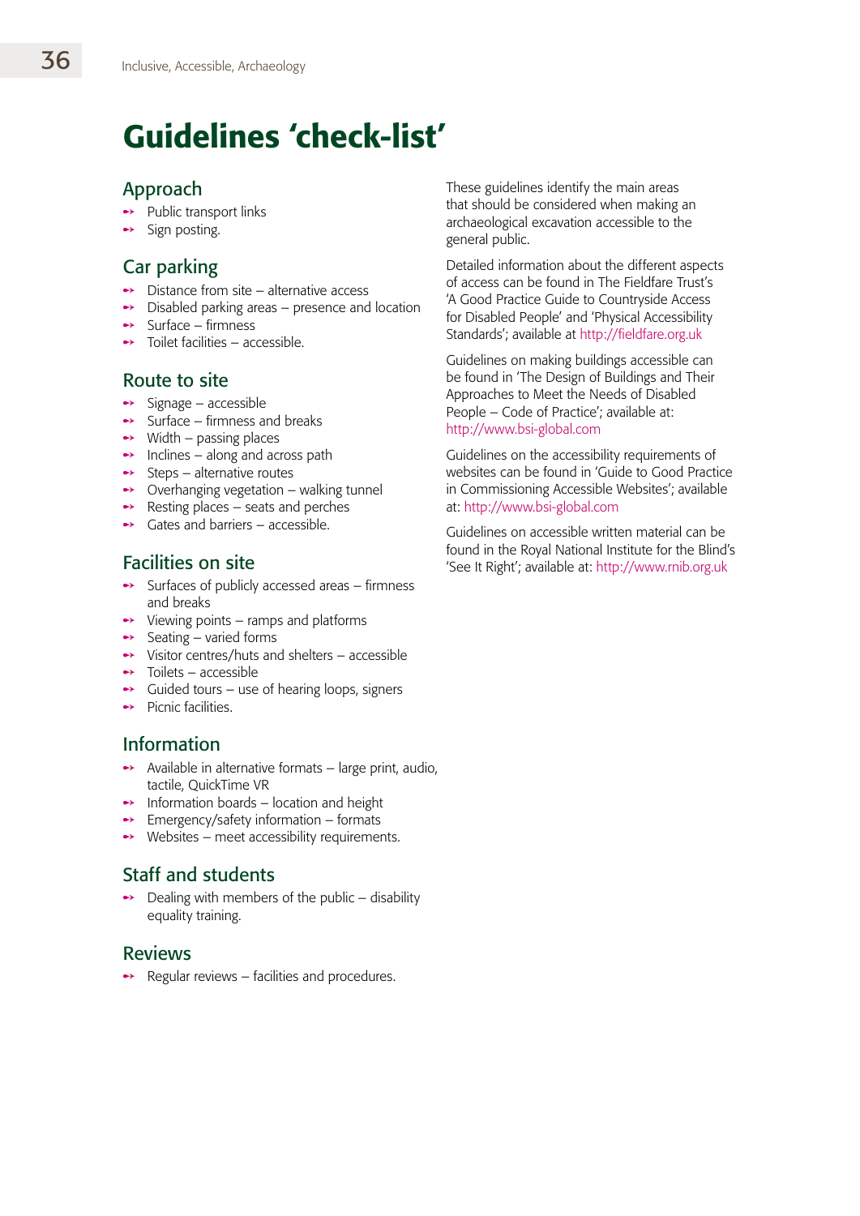# Guidelines 'check-list'

## Approach

- Public transport links
- Sign posting.

## Car parking

- Distance from site – alternative access
- Disabled parking areas – presence and location
- Surface – firmness
- Toilet facilities – accessible.

## Route to site

- Signage – accessible
- Surface – firmness and breaks
- Width – passing places
- Inclines – along and across path
- Steps – alternative routes
- Overhanging vegetation – walking tunnel
- Resting places – seats and perches
- Gates and barriers – accessible.

## Facilities on site

- Surfaces of publicly accessed areas – firmness and breaks
- Viewing points – ramps and platforms
- Seating – varied forms
- Visitor centres/huts and shelters – accessible
- Toilets – accessible
- Guided tours – use of hearing loops, signers
- Picnic facilities.

## Information

- Available in alternative formats – large print, audio, tactile, QuickTime VR
- Information boards – location and height
- Emergency/safety information – formats
- Websites – meet accessibility requirements.

## Staff and students

- Dealing with members of the public – disability equality training.

## Reviews

- Regular reviews – facilities and procedures.

These guidelines identify the main areas that should be considered when making an archaeological excavation accessible to the general public.

Detailed information about the different aspects of access can be found in The Fieldfare Trust's 'A Good Practice Guide to Countryside Access for Disabled People' and 'Physical Accessibility Standards'; available at http://fieldfare.org.uk

Guidelines on making buildings accessible can be found in 'The Design of Buildings and Their Approaches to Meet the Needs of Disabled People – Code of Practice'; available at: http://www.bsi-global.com

Guidelines on the accessibility requirements of websites can be found in 'Guide to Good Practice in Commissioning Accessible Websites'; available at: http://www.bsi-global.com

Guidelines on accessible written material can be found in the Royal National Institute for the Blind's 'See It Right'; available at: http://www.rnib.org.uk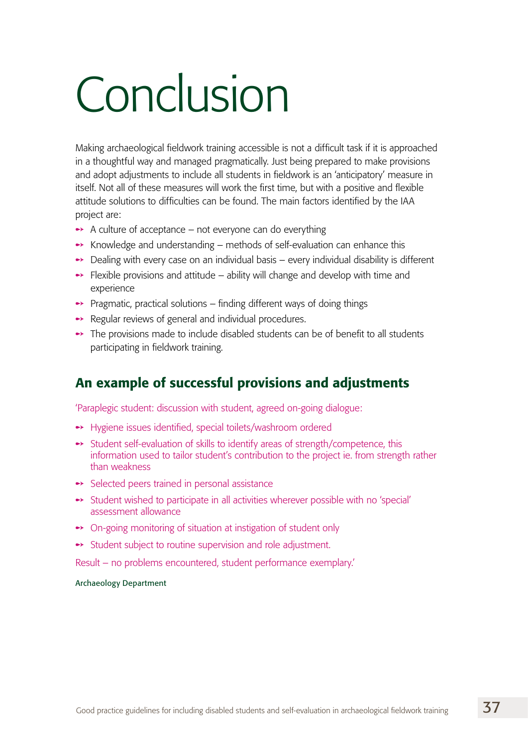# Conclusion

Making archaeological fieldwork training accessible is not a difficult task if it is approached in a thoughtful way and managed pragmatically. Just being prepared to make provisions and adopt adjustments to include all students in fieldwork is an 'anticipatory' measure in itself. Not all of these measures will work the first time, but with a positive and flexible attitude solutions to difficulties can be found. The main factors identified by the IAA project are:

- A culture of acceptance – not everyone can do everything
- Knowledge and understanding – methods of self-evaluation can enhance this
- Dealing with every case on an individual basis – every individual disability is different
- Flexible provisions and attitude – ability will change and develop with time and experience
- Pragmatic, practical solutions – finding different ways of doing things
- Regular reviews of general and individual procedures.
- The provisions made to include disabled students can be of benefit to all students participating in fieldwork training.

## An example of successful provisions and adjustments

'Paraplegic student: discussion with student, agreed on-going dialogue:

- Hygiene issues identified, special toilets/washroom ordered
- Student self-evaluation of skills to identify areas of strength/competence, this information used to tailor student's contribution to the project ie. from strength rather than weakness
- Selected peers trained in personal assistance
- Student wished to participate in all activities wherever possible with no 'special' assessment allowance
- On-going monitoring of situation at instigation of student only
- Student subject to routine supervision and role adjustment.

Result – no problems encountered, student performance exemplary.'

Archaeology Department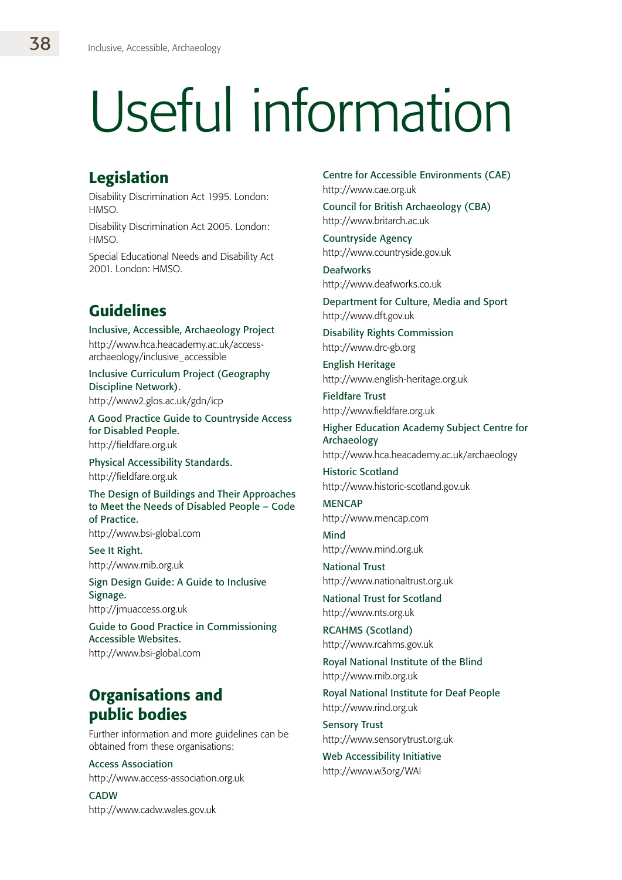# Useful information

## Legislation

Disability Discrimination Act 1995. London: HMSO.

Disability Discrimination Act 2005. London: HMSO.

Special Educational Needs and Disability Act 2001. London: HMSO.

## Guidelines

Inclusive, Accessible, Archaeology Project
http://www.hca.heacademy.ac.uk/access-archaeology/inclusive_accessible

Inclusive Curriculum Project (Geography Discipline Network).
http://www2.glos.ac.uk/gdn/icp

A Good Practice Guide to Countryside Access for Disabled People.
http://fieldfare.org.uk

Physical Accessibility Standards.
http://fieldfare.org.uk

The Design of Buildings and Their Approaches to Meet the Needs of Disabled People – Code of Practice.
http://www.bsi-global.com

See It Right.
http://www.rnib.org.uk

Sign Design Guide: A Guide to Inclusive Signage.
http://jmuaccess.org.uk

Guide to Good Practice in Commissioning Accessible Websites.
http://www.bsi-global.com

## Organisations and public bodies

Further information and more guidelines can be obtained from these organisations:

Access Association
http://www.access-association.org.uk

CADW
http://www.cadw.wales.gov.uk

Centre for Accessible Environments (CAE)
http://www.cae.org.uk

Council for British Archaeology (CBA)
http://www.britarch.ac.uk

Countryside Agency
http://www.countryside.gov.uk

Deafworks
http://www.deafworks.co.uk

Department for Culture, Media and Sport
http://www.dft.gov.uk

Disability Rights Commission
http://www.drc-gb.org

English Heritage
http://www.english-heritage.org.uk

Fieldfare Trust
http://www.fieldfare.org.uk

Higher Education Academy Subject Centre for Archaeology
http://www.hca.heacademy.ac.uk/archaeology

Historic Scotland
http://www.historic-scotland.gov.uk

MENCAP
http://www.mencap.com

Mind
http://www.mind.org.uk

National Trust
http://www.nationaltrust.org.uk

National Trust for Scotland
http://www.nts.org.uk

RCAHMS (Scotland)
http://www.rcahms.gov.uk

Royal National Institute of the Blind
http://www.rnib.org.uk

Royal National Institute for Deaf People
http://www.rind.org.uk

Sensory Trust
http://www.sensorytrust.org.uk

Web Accessibility Initiative
http://www.w3org/WAI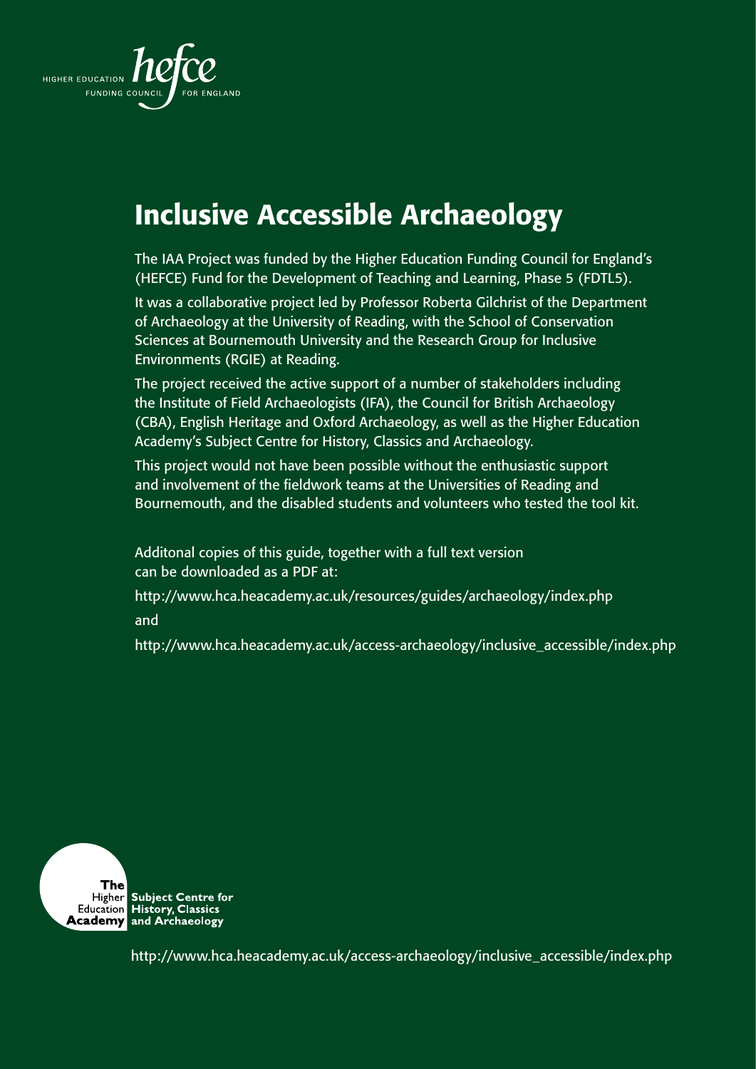HIGHER EDUCATION FUNDING COUNCIL FOR ENGLAND

# Inclusive Accessible Archaeology

The IAA Project was funded by the Higher Education Funding Council for England's (HEFCE) Fund for the Development of Teaching and Learning, Phase 5 (FDTL5).

It was a collaborative project led by Professor Roberta Gilchrist of the Department of Archaeology at the University of Reading, with the School of Conservation Sciences at Bournemouth University and the Research Group for Inclusive Environments (RGIE) at Reading.

The project received the active support of a number of stakeholders including the Institute of Field Archaeologists (IFA), the Council for British Archaeology (CBA), English Heritage and Oxford Archaeology, as well as the Higher Education Academy's Subject Centre for History, Classics and Archaeology.

This project would not have been possible without the enthusiastic support and involvement of the fieldwork teams at the Universities of Reading and Bournemouth, and the disabled students and volunteers who tested the tool kit.

Additonal copies of this guide, together with a full text version can be downloaded as a PDF at:

http://www.hca.heacademy.ac.uk/resources/guides/archaeology/index.php

and

http://www.hca.heacademy.ac.uk/access-archaeology/inclusive_accessible/index.php

The Higher Education Academy Subject Centre for History, Classics and Archaeology

http://www.hca.heacademy.ac.uk/access-archaeology/inclusive_accessible/index.php